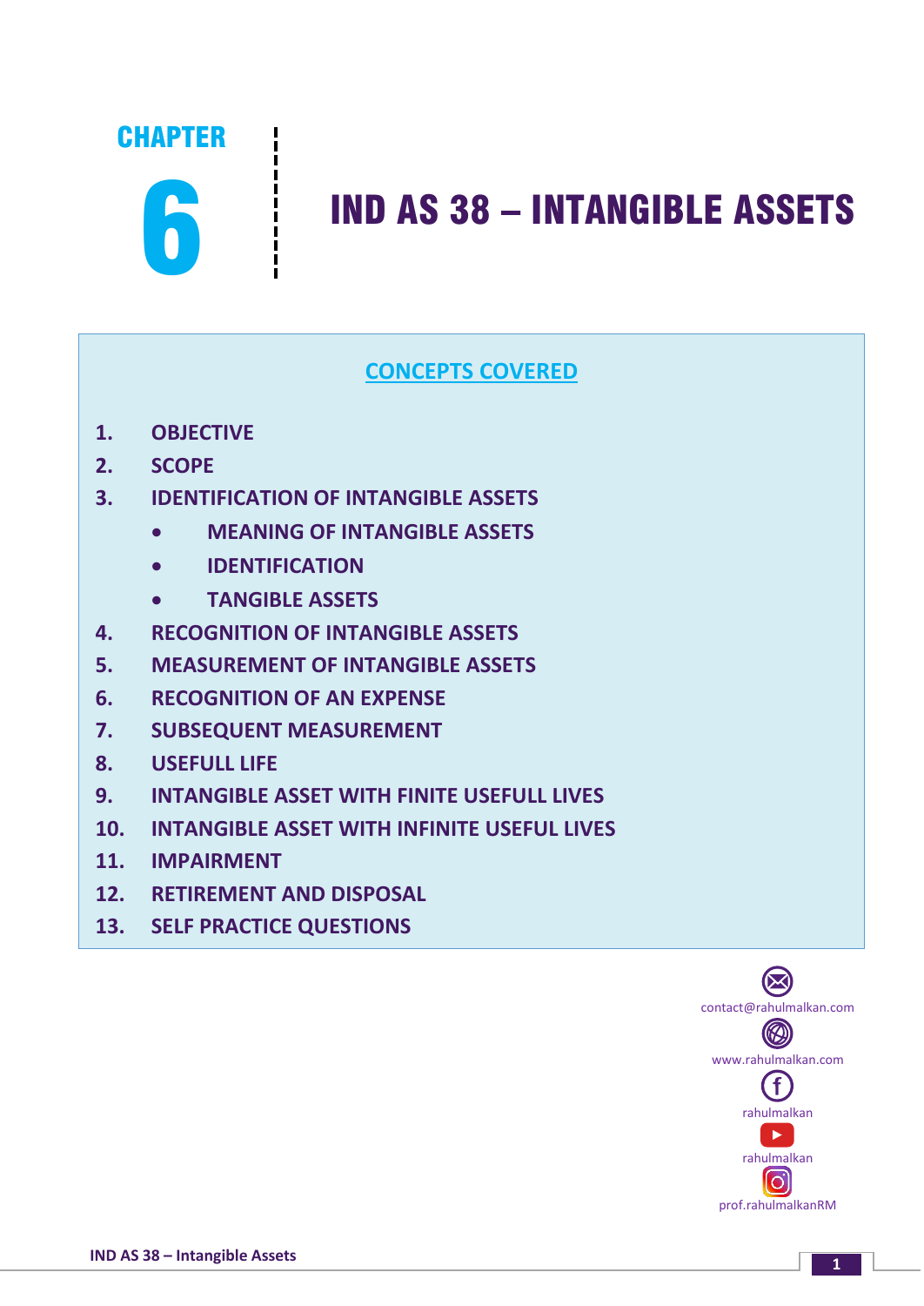# CHAPTER 6

# IND AS 38 – INTANGIBLE ASSETS

## CONCEPTS COVERED

1. OBJECTIVE
2. SCOPE
3. IDENTIFICATION OF INTANGIBLE ASSETS
   - MEANING OF INTANGIBLE ASSETS
   - IDENTIFICATION
   - TANGIBLE ASSETS
4. RECOGNITION OF INTANGIBLE ASSETS
5. MEASUREMENT OF INTANGIBLE ASSETS
6. RECOGNITION OF AN EXPENSE
7. SUBSEQUENT MEASUREMENT
8. USEFULL LIFE
9. INTANGIBLE ASSET WITH FINITE USEFULL LIVES
10. INTANGIBLE ASSET WITH INFINITE USEFUL LIVES
11. IMPAIRMENT
12. RETIREMENT AND DISPOSAL
13. SELF PRACTICE QUESTIONS

contact@rahulmalkan.com

www.rahulmalkan.com

rahulmalkan

rahulmalkan

prof.rahulmalkanRM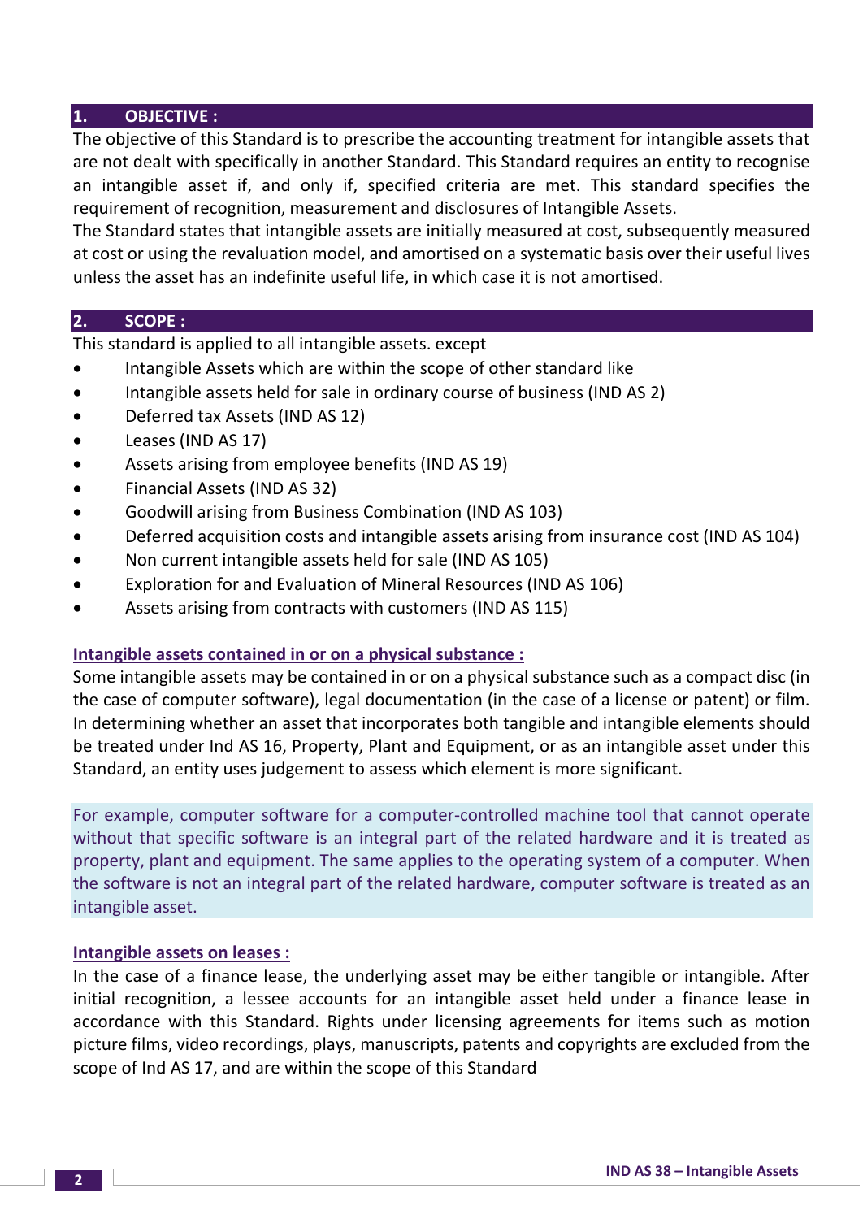## 1. OBJECTIVE :

The objective of this Standard is to prescribe the accounting treatment for intangible assets that are not dealt with specifically in another Standard. This Standard requires an entity to recognise an intangible asset if, and only if, specified criteria are met. This standard specifies the requirement of recognition, measurement and disclosures of Intangible Assets.

The Standard states that intangible assets are initially measured at cost, subsequently measured at cost or using the revaluation model, and amortised on a systematic basis over their useful lives unless the asset has an indefinite useful life, in which case it is not amortised.

## 2. SCOPE :

This standard is applied to all intangible assets. except

- Intangible Assets which are within the scope of other standard like
- Intangible assets held for sale in ordinary course of business (IND AS 2)
- Deferred tax Assets (IND AS 12)
- Leases (IND AS 17)
- Assets arising from employee benefits (IND AS 19)
- Financial Assets (IND AS 32)
- Goodwill arising from Business Combination (IND AS 103)
- Deferred acquisition costs and intangible assets arising from insurance cost (IND AS 104)
- Non current intangible assets held for sale (IND AS 105)
- Exploration for and Evaluation of Mineral Resources (IND AS 106)
- Assets arising from contracts with customers (IND AS 115)

### Intangible assets contained in or on a physical substance :

Some intangible assets may be contained in or on a physical substance such as a compact disc (in the case of computer software), legal documentation (in the case of a license or patent) or film. In determining whether an asset that incorporates both tangible and intangible elements should be treated under Ind AS 16, Property, Plant and Equipment, or as an intangible asset under this Standard, an entity uses judgement to assess which element is more significant.

For example, computer software for a computer-controlled machine tool that cannot operate without that specific software is an integral part of the related hardware and it is treated as property, plant and equipment. The same applies to the operating system of a computer. When the software is not an integral part of the related hardware, computer software is treated as an intangible asset.

### Intangible assets on leases :

In the case of a finance lease, the underlying asset may be either tangible or intangible. After initial recognition, a lessee accounts for an intangible asset held under a finance lease in accordance with this Standard. Rights under licensing agreements for items such as motion picture films, video recordings, plays, manuscripts, patents and copyrights are excluded from the scope of Ind AS 17, and are within the scope of this Standard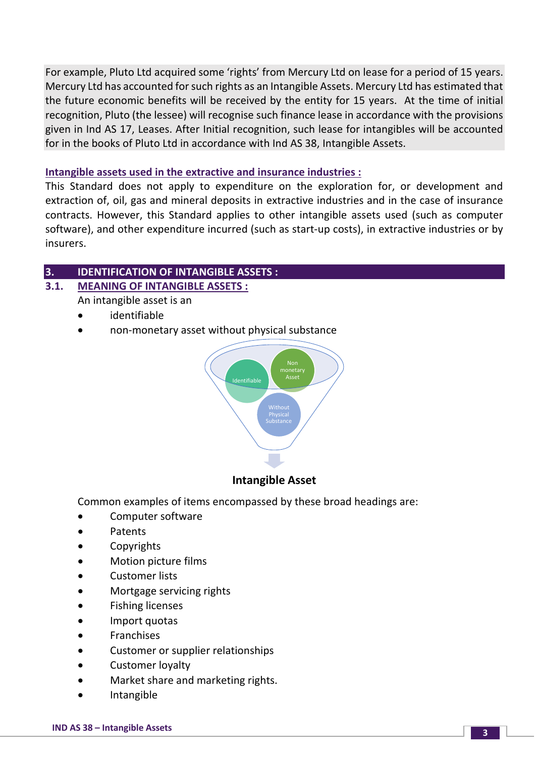For example, Pluto Ltd acquired some 'rights' from Mercury Ltd on lease for a period of 15 years. Mercury Ltd has accounted for such rights as an Intangible Assets. Mercury Ltd has estimated that the future economic benefits will be received by the entity for 15 years. At the time of initial recognition, Pluto (the lessee) will recognise such finance lease in accordance with the provisions given in Ind AS 17, Leases. After Initial recognition, such lease for intangibles will be accounted for in the books of Pluto Ltd in accordance with Ind AS 38, Intangible Assets.

**Intangible assets used in the extractive and insurance industries :**

This Standard does not apply to expenditure on the exploration for, or development and extraction of, oil, gas and mineral deposits in extractive industries and in the case of insurance contracts. However, this Standard applies to other intangible assets used (such as computer software), and other expenditure incurred (such as start-up costs), in extractive industries or by insurers.

## 3. IDENTIFICATION OF INTANGIBLE ASSETS :

### 3.1. MEANING OF INTANGIBLE ASSETS :

An intangible asset is an

- identifiable
- non-monetary asset without physical substance

Identifiable | Non monetary Asset | Without Physical Substance

**Intangible Asset**

Common examples of items encompassed by these broad headings are:

- Computer software
- Patents
- Copyrights
- Motion picture films
- Customer lists
- Mortgage servicing rights
- Fishing licenses
- Import quotas
- Franchises
- Customer or supplier relationships
- Customer loyalty
- Market share and marketing rights.
- Intangible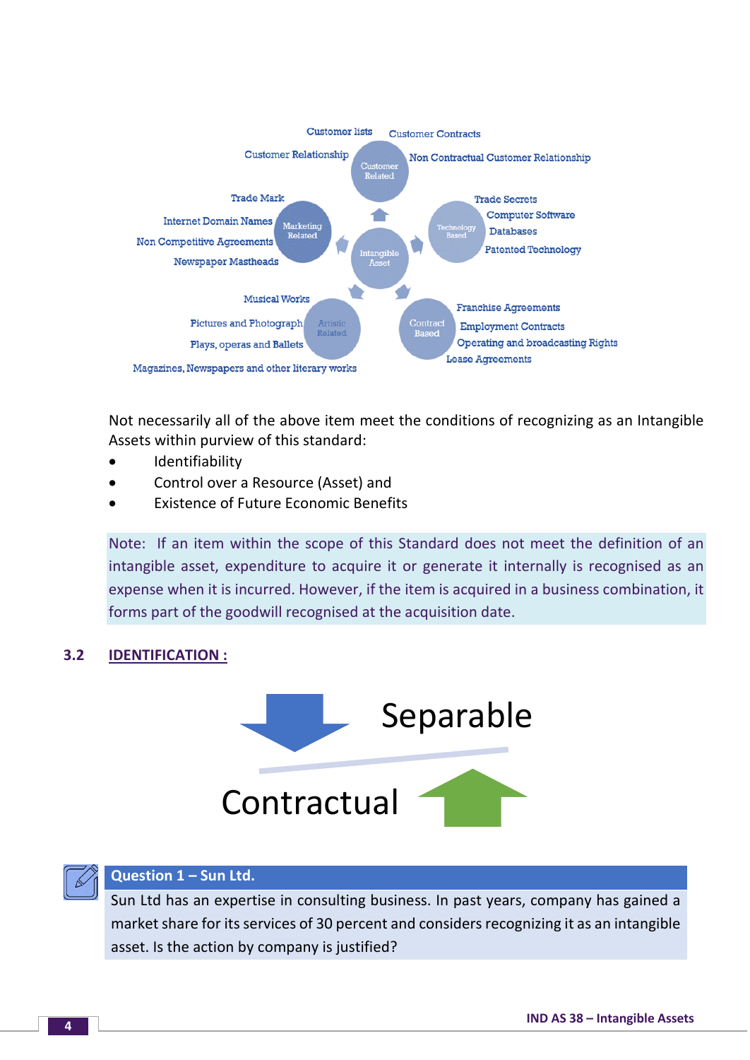Intangible Asset

- **Customer Related**
  - Customer lists
  - Customer Contracts
  - Customer Relationship
  - Non Contractual Customer Relationship
- **Marketing Related**
  - Trade Mark
  - Internet Domain Names
  - Non Competitive Agreements
  - Newspaper Mastheads
- **Technology Based**
  - Trade Secrets
  - Computer Software
  - Databases
  - Patented Technology
- **Artistic Related**
  - Musical Works
  - Pictures and Photograph
  - Plays, operas and Ballets
  - Magazines, Newspapers and other literary works
- **Contract Based**
  - Franchise Agreements
  - Employment Contracts
  - Operating and broadcasting Rights
  - Lease Agreements

Not necessarily all of the above item meet the conditions of recognizing as an Intangible Assets within purview of this standard:

- Identifiability
- Control over a Resource (Asset) and
- Existence of Future Economic Benefits

> Note: If an item within the scope of this Standard does not meet the definition of an intangible asset, expenditure to acquire it or generate it internally is recognised as an expense when it is incurred. However, if the item is acquired in a business combination, it forms part of the goodwill recognised at the acquisition date.

## 3.2 IDENTIFICATION :

Separable

Contractual

**Question 1 – Sun Ltd.**

Sun Ltd has an expertise in consulting business. In past years, company has gained a market share for its services of 30 percent and considers recognizing it as an intangible asset. Is the action by company is justified?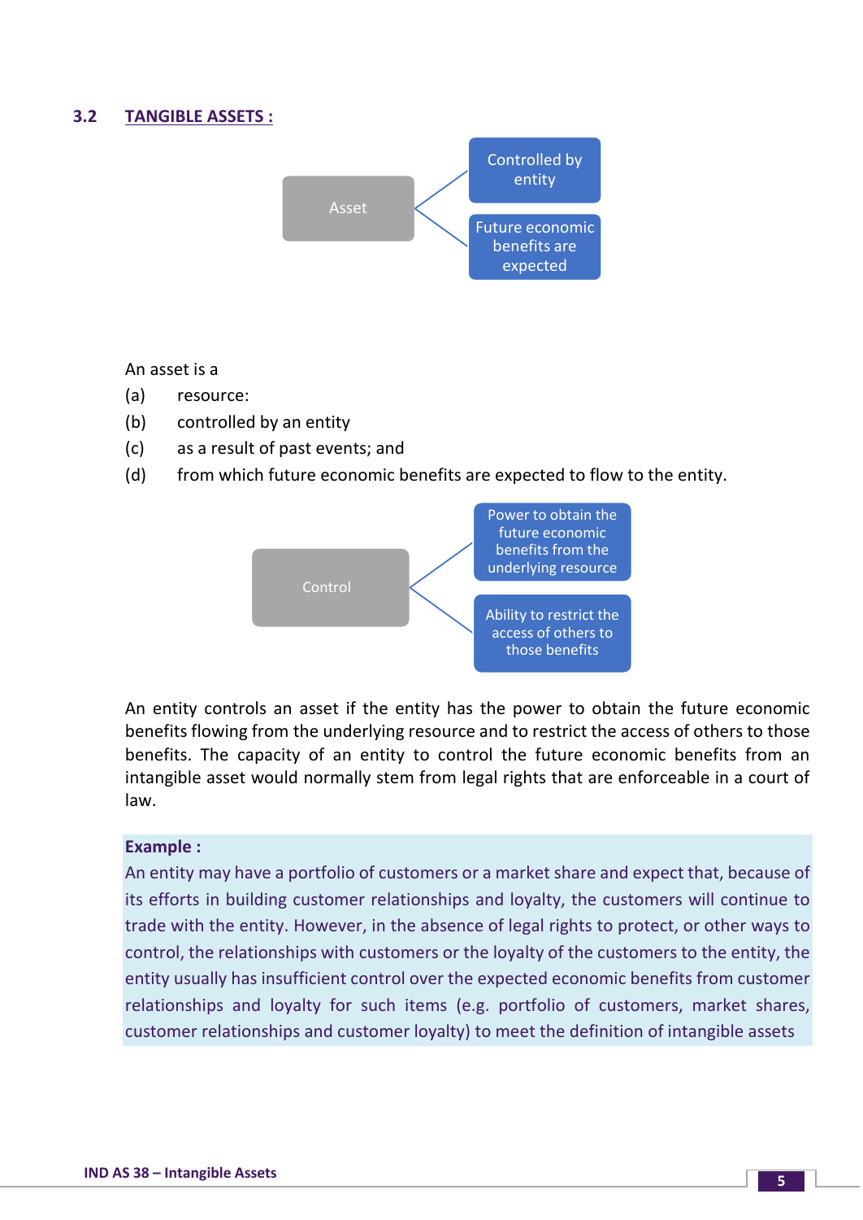## 3.2 TANGIBLE ASSETS :

Asset
- Controlled by entity
- Future economic benefits are expected

An asset is a

(a) resource:

(b) controlled by an entity

(c) as a result of past events; and

(d) from which future economic benefits are expected to flow to the entity.

Control
- Power to obtain the future economic benefits from the underlying resource
- Ability to restrict the access of others to those benefits

An entity controls an asset if the entity has the power to obtain the future economic benefits flowing from the underlying resource and to restrict the access of others to those benefits. The capacity of an entity to control the future economic benefits from an intangible asset would normally stem from legal rights that are enforceable in a court of law.

**Example :**

An entity may have a portfolio of customers or a market share and expect that, because of its efforts in building customer relationships and loyalty, the customers will continue to trade with the entity. However, in the absence of legal rights to protect, or other ways to control, the relationships with customers or the loyalty of the customers to the entity, the entity usually has insufficient control over the expected economic benefits from customer relationships and loyalty for such items (e.g. portfolio of customers, market shares, customer relationships and customer loyalty) to meet the definition of intangible assets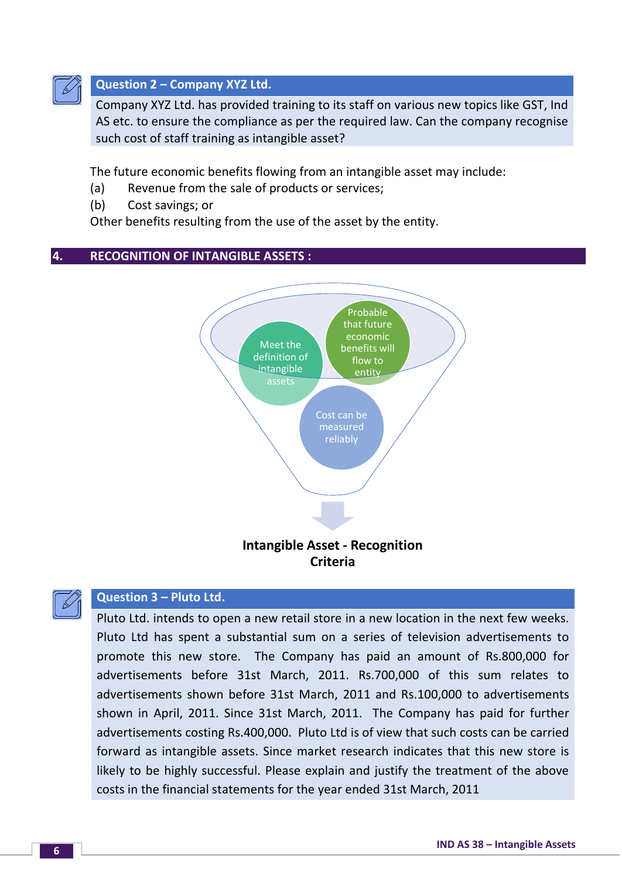**Question 2 – Company XYZ Ltd.**

Company XYZ Ltd. has provided training to its staff on various new topics like GST, Ind AS etc. to ensure the compliance as per the required law. Can the company recognise such cost of staff training as intangible asset?

The future economic benefits flowing from an intangible asset may include:

(a) Revenue from the sale of products or services;

(b) Cost savings; or

Other benefits resulting from the use of the asset by the entity.

## 4. RECOGNITION OF INTANGIBLE ASSETS :

Meet the definition of intangible assets

Probable that future economic benefits will flow to entity

Cost can be measured reliably

**Intangible Asset - Recognition Criteria**

**Question 3 – Pluto Ltd.**

Pluto Ltd. intends to open a new retail store in a new location in the next few weeks. Pluto Ltd has spent a substantial sum on a series of television advertisements to promote this new store. The Company has paid an amount of Rs.800,000 for advertisements before 31st March, 2011. Rs.700,000 of this sum relates to advertisements shown before 31st March, 2011 and Rs.100,000 to advertisements shown in April, 2011. Since 31st March, 2011. The Company has paid for further advertisements costing Rs.400,000. Pluto Ltd is of view that such costs can be carried forward as intangible assets. Since market research indicates that this new store is likely to be highly successful. Please explain and justify the treatment of the above costs in the financial statements for the year ended 31st March, 2011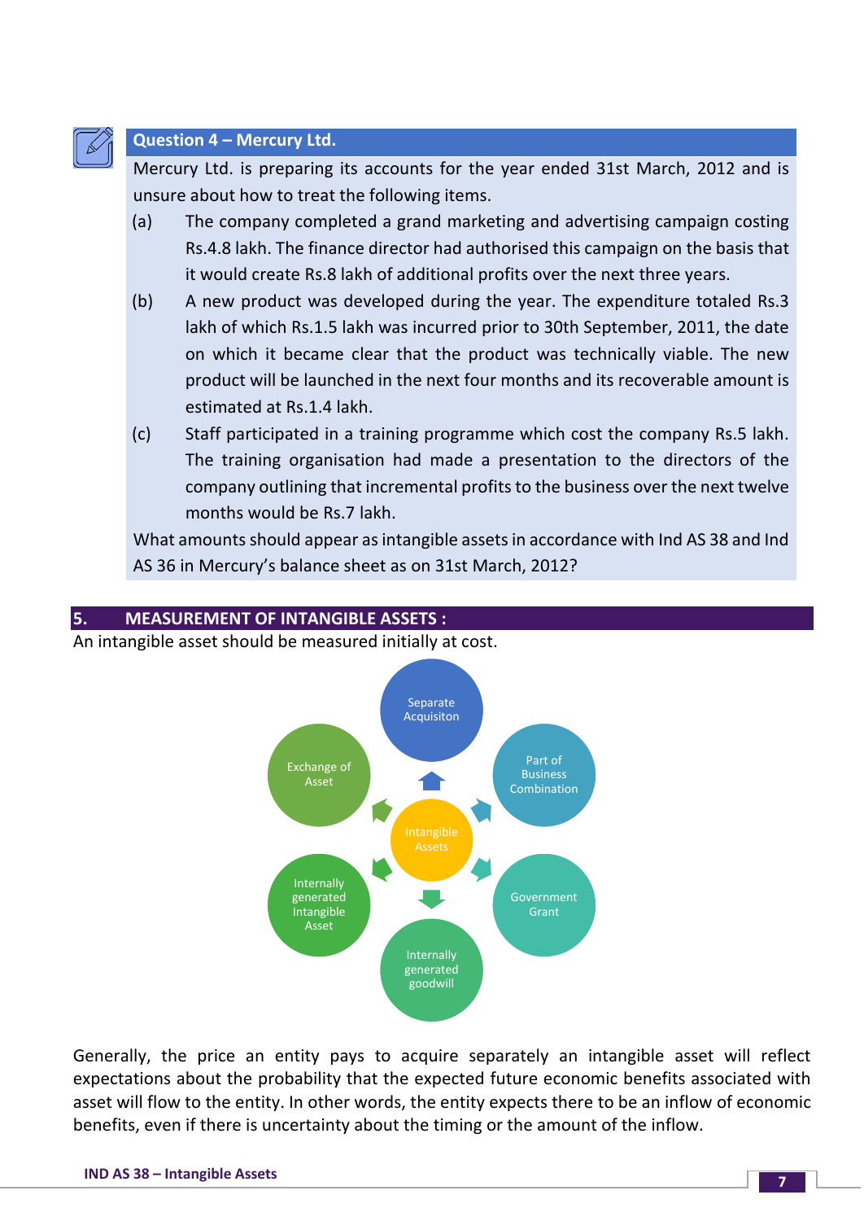### Question 4 – Mercury Ltd.

Mercury Ltd. is preparing its accounts for the year ended 31st March, 2012 and is unsure about how to treat the following items.

(a) The company completed a grand marketing and advertising campaign costing Rs.4.8 lakh. The finance director had authorised this campaign on the basis that it would create Rs.8 lakh of additional profits over the next three years.

(b) A new product was developed during the year. The expenditure totaled Rs.3 lakh of which Rs.1.5 lakh was incurred prior to 30th September, 2011, the date on which it became clear that the product was technically viable. The new product will be launched in the next four months and its recoverable amount is estimated at Rs.1.4 lakh.

(c) Staff participated in a training programme which cost the company Rs.5 lakh. The training organisation had made a presentation to the directors of the company outlining that incremental profits to the business over the next twelve months would be Rs.7 lakh.

What amounts should appear as intangible assets in accordance with Ind AS 38 and Ind AS 36 in Mercury's balance sheet as on 31st March, 2012?

## 5. MEASUREMENT OF INTANGIBLE ASSETS :

An intangible asset should be measured initially at cost.

Intangible Assets: Separate Acquisiton; Part of Business Combination; Government Grant; Internally generated goodwill; Internally generated Intangible Asset; Exchange of Asset

Generally, the price an entity pays to acquire separately an intangible asset will reflect expectations about the probability that the expected future economic benefits associated with asset will flow to the entity. In other words, the entity expects there to be an inflow of economic benefits, even if there is uncertainty about the timing or the amount of the inflow.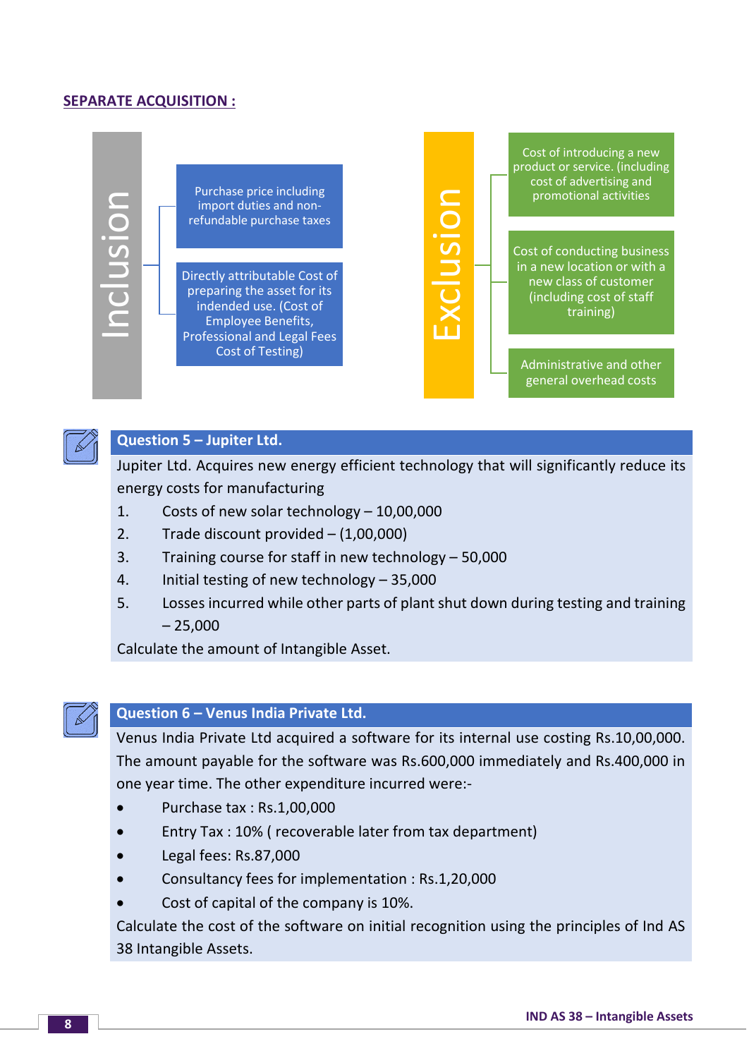## SEPARATE ACQUISITION :

**Inclusion**

- Purchase price including import duties and non-refundable purchase taxes
- Directly attributable Cost of preparing the asset for its indended use. (Cost of Employee Benefits, Professional and Legal Fees Cost of Testing)

**Exclusion**

- Cost of introducing a new product or service. (including cost of advertising and promotional activities
- Cost of conducting business in a new location or with a new class of customer (including cost of staff training)
- Administrative and other general overhead costs

### Question 5 – Jupiter Ltd.

Jupiter Ltd. Acquires new energy efficient technology that will significantly reduce its energy costs for manufacturing

1. Costs of new solar technology – 10,00,000
2. Trade discount provided – (1,00,000)
3. Training course for staff in new technology – 50,000
4. Initial testing of new technology – 35,000
5. Losses incurred while other parts of plant shut down during testing and training – 25,000

Calculate the amount of Intangible Asset.

### Question 6 – Venus India Private Ltd.

Venus India Private Ltd acquired a software for its internal use costing Rs.10,00,000. The amount payable for the software was Rs.600,000 immediately and Rs.400,000 in one year time. The other expenditure incurred were:-

- Purchase tax : Rs.1,00,000
- Entry Tax : 10% ( recoverable later from tax department)
- Legal fees: Rs.87,000
- Consultancy fees for implementation : Rs.1,20,000
- Cost of capital of the company is 10%.

Calculate the cost of the software on initial recognition using the principles of Ind AS 38 Intangible Assets.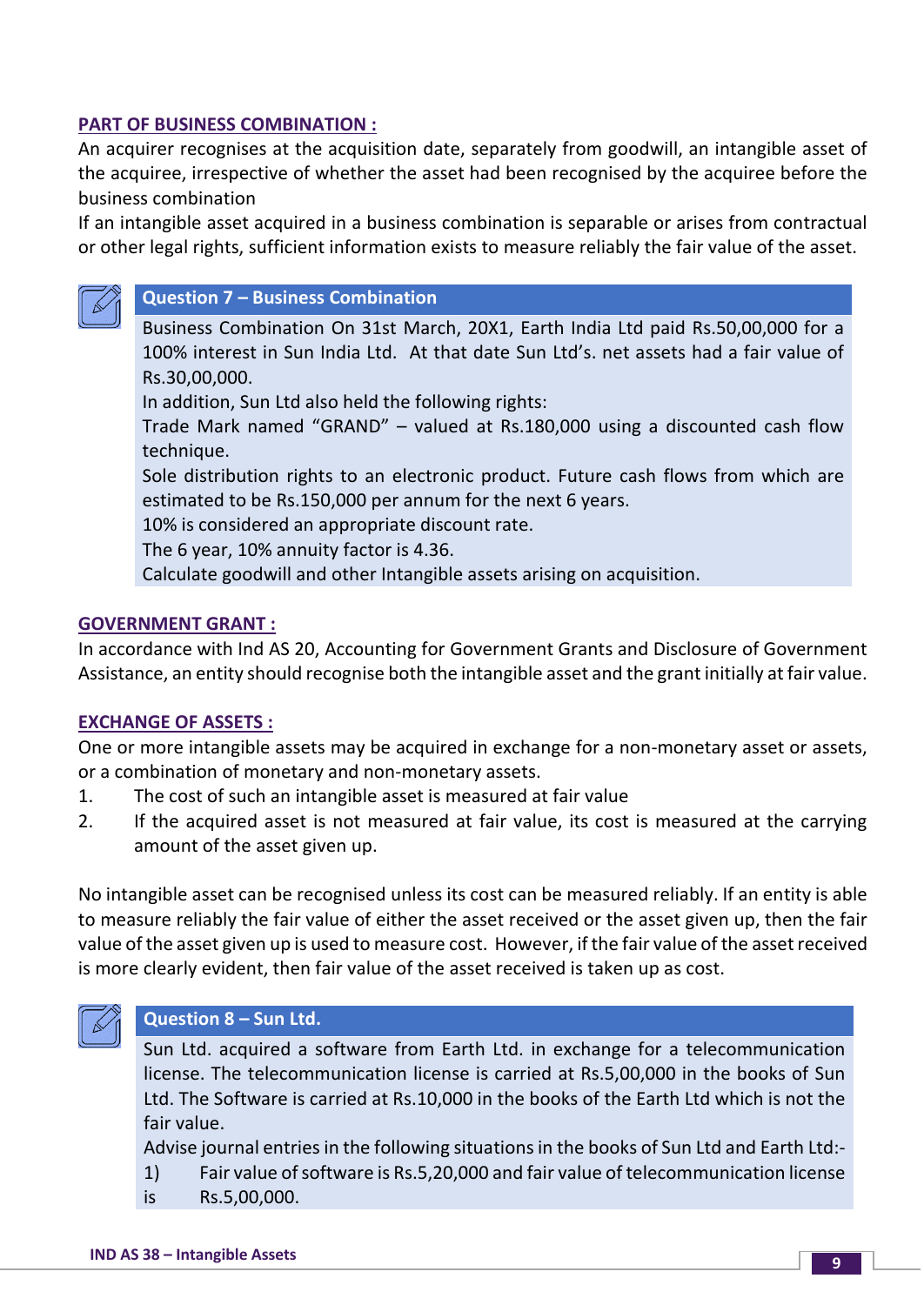**PART OF BUSINESS COMBINATION :**

An acquirer recognises at the acquisition date, separately from goodwill, an intangible asset of the acquiree, irrespective of whether the asset had been recognised by the acquiree before the business combination

If an intangible asset acquired in a business combination is separable or arises from contractual or other legal rights, sufficient information exists to measure reliably the fair value of the asset.

### Question 7 – Business Combination

Business Combination On 31st March, 20X1, Earth India Ltd paid Rs.50,00,000 for a 100% interest in Sun India Ltd. At that date Sun Ltd's. net assets had a fair value of Rs.30,00,000.

In addition, Sun Ltd also held the following rights:

Trade Mark named "GRAND" – valued at Rs.180,000 using a discounted cash flow technique.

Sole distribution rights to an electronic product. Future cash flows from which are estimated to be Rs.150,000 per annum for the next 6 years.

10% is considered an appropriate discount rate.

The 6 year, 10% annuity factor is 4.36.

Calculate goodwill and other Intangible assets arising on acquisition.

**GOVERNMENT GRANT :**

In accordance with Ind AS 20, Accounting for Government Grants and Disclosure of Government Assistance, an entity should recognise both the intangible asset and the grant initially at fair value.

**EXCHANGE OF ASSETS :**

One or more intangible assets may be acquired in exchange for a non-monetary asset or assets, or a combination of monetary and non-monetary assets.

1. The cost of such an intangible asset is measured at fair value
2. If the acquired asset is not measured at fair value, its cost is measured at the carrying amount of the asset given up.

No intangible asset can be recognised unless its cost can be measured reliably. If an entity is able to measure reliably the fair value of either the asset received or the asset given up, then the fair value of the asset given up is used to measure cost. However, if the fair value of the asset received is more clearly evident, then fair value of the asset received is taken up as cost.

### Question 8 – Sun Ltd.

Sun Ltd. acquired a software from Earth Ltd. in exchange for a telecommunication license. The telecommunication license is carried at Rs.5,00,000 in the books of Sun Ltd. The Software is carried at Rs.10,000 in the books of the Earth Ltd which is not the fair value.

Advise journal entries in the following situations in the books of Sun Ltd and Earth Ltd:-

1) Fair value of software is Rs.5,20,000 and fair value of telecommunication license is Rs.5,00,000.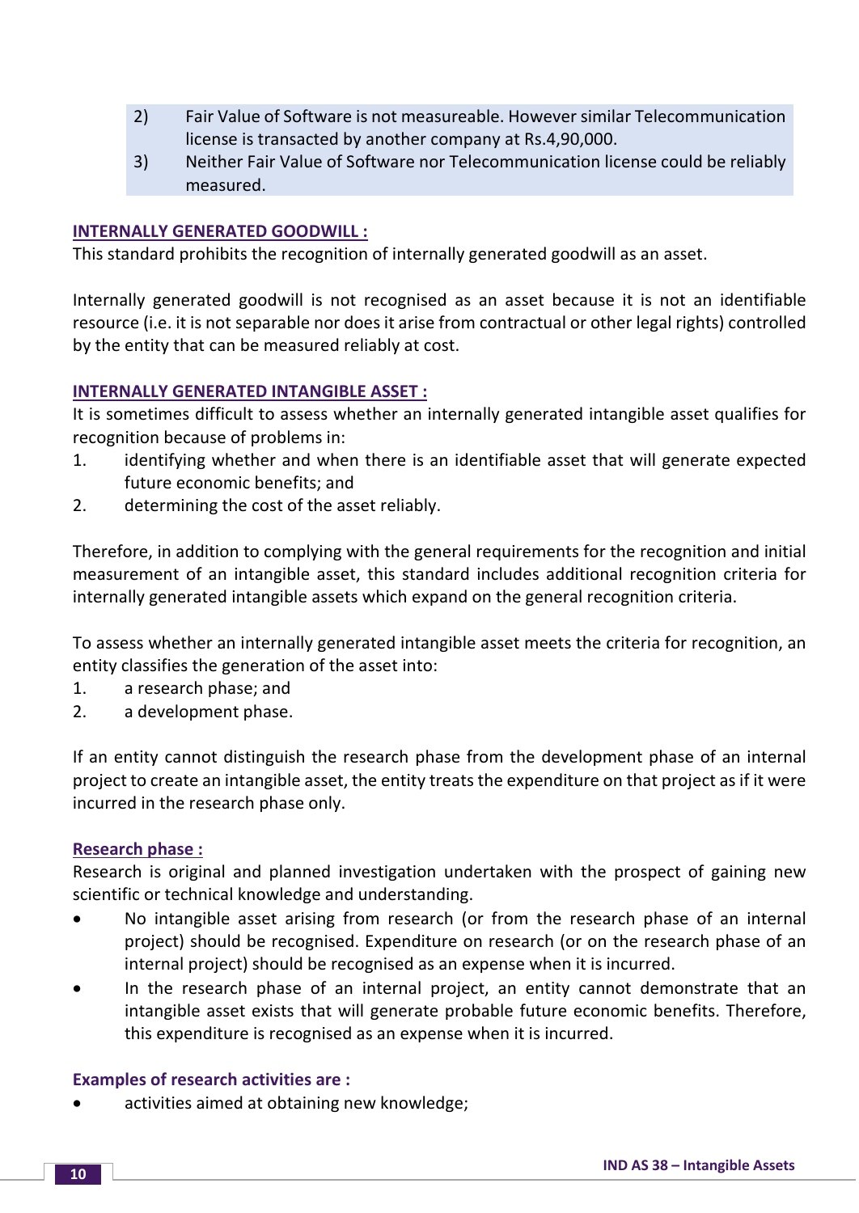2) Fair Value of Software is not measureable. However similar Telecommunication license is transacted by another company at Rs.4,90,000.

3) Neither Fair Value of Software nor Telecommunication license could be reliably measured.

## INTERNALLY GENERATED GOODWILL :

This standard prohibits the recognition of internally generated goodwill as an asset.

Internally generated goodwill is not recognised as an asset because it is not an identifiable resource (i.e. it is not separable nor does it arise from contractual or other legal rights) controlled by the entity that can be measured reliably at cost.

## INTERNALLY GENERATED INTANGIBLE ASSET :

It is sometimes difficult to assess whether an internally generated intangible asset qualifies for recognition because of problems in:

1. identifying whether and when there is an identifiable asset that will generate expected future economic benefits; and
2. determining the cost of the asset reliably.

Therefore, in addition to complying with the general requirements for the recognition and initial measurement of an intangible asset, this standard includes additional recognition criteria for internally generated intangible assets which expand on the general recognition criteria.

To assess whether an internally generated intangible asset meets the criteria for recognition, an entity classifies the generation of the asset into:

1. a research phase; and
2. a development phase.

If an entity cannot distinguish the research phase from the development phase of an internal project to create an intangible asset, the entity treats the expenditure on that project as if it were incurred in the research phase only.

### Research phase :

Research is original and planned investigation undertaken with the prospect of gaining new scientific or technical knowledge and understanding.

- No intangible asset arising from research (or from the research phase of an internal project) should be recognised. Expenditure on research (or on the research phase of an internal project) should be recognised as an expense when it is incurred.
- In the research phase of an internal project, an entity cannot demonstrate that an intangible asset exists that will generate probable future economic benefits. Therefore, this expenditure is recognised as an expense when it is incurred.

### Examples of research activities are :

- activities aimed at obtaining new knowledge;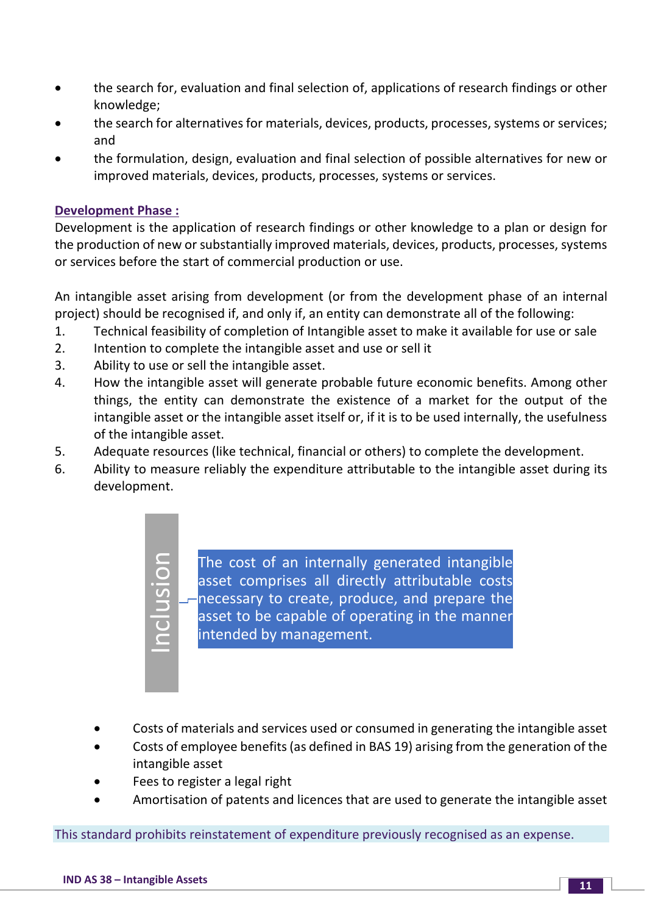- the search for, evaluation and final selection of, applications of research findings or other knowledge;
- the search for alternatives for materials, devices, products, processes, systems or services; and
- the formulation, design, evaluation and final selection of possible alternatives for new or improved materials, devices, products, processes, systems or services.

**Development Phase :**

Development is the application of research findings or other knowledge to a plan or design for the production of new or substantially improved materials, devices, products, processes, systems or services before the start of commercial production or use.

An intangible asset arising from development (or from the development phase of an internal project) should be recognised if, and only if, an entity can demonstrate all of the following:

1. Technical feasibility of completion of Intangible asset to make it available for use or sale
2. Intention to complete the intangible asset and use or sell it
3. Ability to use or sell the intangible asset.
4. How the intangible asset will generate probable future economic benefits. Among other things, the entity can demonstrate the existence of a market for the output of the intangible asset or the intangible asset itself or, if it is to be used internally, the usefulness of the intangible asset.
5. Adequate resources (like technical, financial or others) to complete the development.
6. Ability to measure reliably the expenditure attributable to the intangible asset during its development.

**Inclusion**

The cost of an internally generated intangible asset comprises all directly attributable costs necessary to create, produce, and prepare the asset to be capable of operating in the manner intended by management.

- Costs of materials and services used or consumed in generating the intangible asset
- Costs of employee benefits (as defined in BAS 19) arising from the generation of the intangible asset
- Fees to register a legal right
- Amortisation of patents and licences that are used to generate the intangible asset

This standard prohibits reinstatement of expenditure previously recognised as an expense.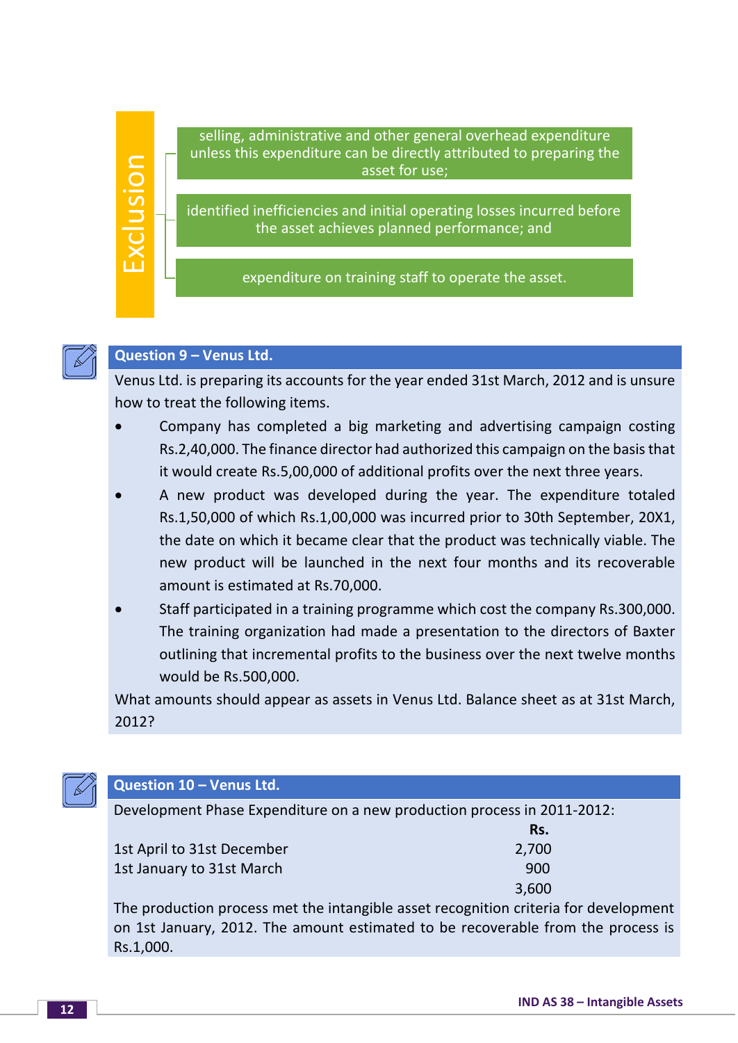**Exclusion**

- selling, administrative and other general overhead expenditure unless this expenditure can be directly attributed to preparing the asset for use;
- identified inefficiencies and initial operating losses incurred before the asset achieves planned performance; and
- expenditure on training staff to operate the asset.

### Question 9 – Venus Ltd.

Venus Ltd. is preparing its accounts for the year ended 31st March, 2012 and is unsure how to treat the following items.

- Company has completed a big marketing and advertising campaign costing Rs.2,40,000. The finance director had authorized this campaign on the basis that it would create Rs.5,00,000 of additional profits over the next three years.
- A new product was developed during the year. The expenditure totaled Rs.1,50,000 of which Rs.1,00,000 was incurred prior to 30th September, 20X1, the date on which it became clear that the product was technically viable. The new product will be launched in the next four months and its recoverable amount is estimated at Rs.70,000.
- Staff participated in a training programme which cost the company Rs.300,000. The training organization had made a presentation to the directors of Baxter outlining that incremental profits to the business over the next twelve months would be Rs.500,000.

What amounts should appear as assets in Venus Ltd. Balance sheet as at 31st March, 2012?

### Question 10 – Venus Ltd.

Development Phase Expenditure on a new production process in 2011-2012:

| | Rs. |
|---|---|
| 1st April to 31st December | 2,700 |
| 1st January to 31st March | 900 |
| | 3,600 |

The production process met the intangible asset recognition criteria for development on 1st January, 2012. The amount estimated to be recoverable from the process is Rs.1,000.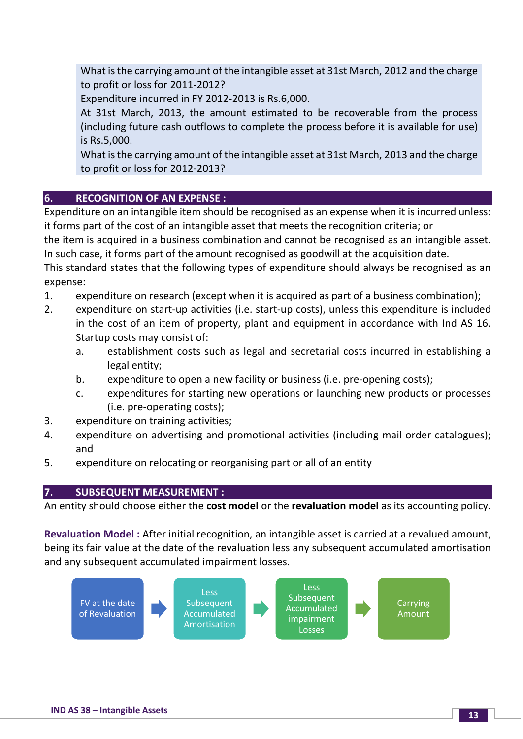What is the carrying amount of the intangible asset at 31st March, 2012 and the charge to profit or loss for 2011-2012?

Expenditure incurred in FY 2012-2013 is Rs.6,000.

At 31st March, 2013, the amount estimated to be recoverable from the process (including future cash outflows to complete the process before it is available for use) is Rs.5,000.

What is the carrying amount of the intangible asset at 31st March, 2013 and the charge to profit or loss for 2012-2013?

## 6. RECOGNITION OF AN EXPENSE :

Expenditure on an intangible item should be recognised as an expense when it is incurred unless: it forms part of the cost of an intangible asset that meets the recognition criteria; or the item is acquired in a business combination and cannot be recognised as an intangible asset. In such case, it forms part of the amount recognised as goodwill at the acquisition date.

This standard states that the following types of expenditure should always be recognised as an expense:

1. expenditure on research (except when it is acquired as part of a business combination);
2. expenditure on start-up activities (i.e. start-up costs), unless this expenditure is included in the cost of an item of property, plant and equipment in accordance with Ind AS 16. Startup costs may consist of:
   a. establishment costs such as legal and secretarial costs incurred in establishing a legal entity;
   b. expenditure to open a new facility or business (i.e. pre-opening costs);
   c. expenditures for starting new operations or launching new products or processes (i.e. pre-operating costs);
3. expenditure on training activities;
4. expenditure on advertising and promotional activities (including mail order catalogues); and
5. expenditure on relocating or reorganising part or all of an entity

## 7. SUBSEQUENT MEASUREMENT :

An entity should choose either the **cost model** or the **revaluation model** as its accounting policy.

**Revaluation Model :** After initial recognition, an intangible asset is carried at a revalued amount, being its fair value at the date of the revaluation less any subsequent accumulated amortisation and any subsequent accumulated impairment losses.

FV at the date of Revaluation → Less Subsequent Accumulated Amortisation → Less Subsequent Accumulated impairment Losses → Carrying Amount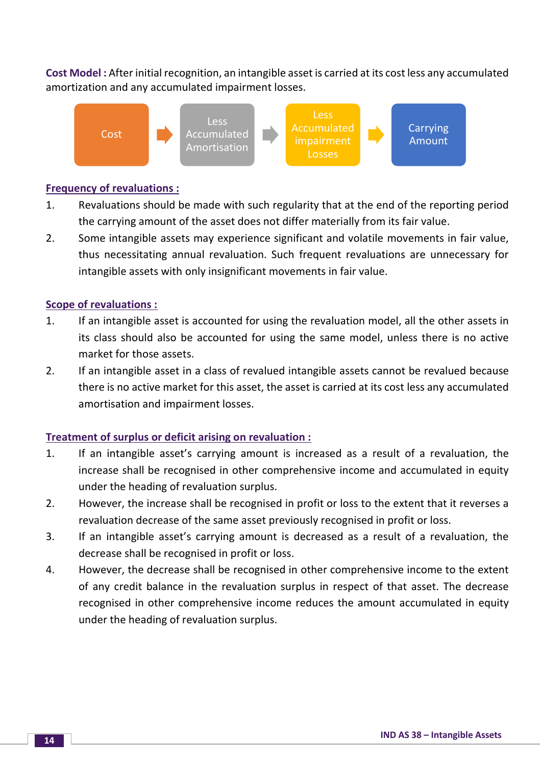**Cost Model :** After initial recognition, an intangible asset is carried at its cost less any accumulated amortization and any accumulated impairment losses.

Cost → Less Accumulated Amortisation → Less Accumulated impairment Losses → Carrying Amount

**Frequency of revaluations :**

1. Revaluations should be made with such regularity that at the end of the reporting period the carrying amount of the asset does not differ materially from its fair value.
2. Some intangible assets may experience significant and volatile movements in fair value, thus necessitating annual revaluation. Such frequent revaluations are unnecessary for intangible assets with only insignificant movements in fair value.

**Scope of revaluations :**

1. If an intangible asset is accounted for using the revaluation model, all the other assets in its class should also be accounted for using the same model, unless there is no active market for those assets.
2. If an intangible asset in a class of revalued intangible assets cannot be revalued because there is no active market for this asset, the asset is carried at its cost less any accumulated amortisation and impairment losses.

**Treatment of surplus or deficit arising on revaluation :**

1. If an intangible asset's carrying amount is increased as a result of a revaluation, the increase shall be recognised in other comprehensive income and accumulated in equity under the heading of revaluation surplus.
2. However, the increase shall be recognised in profit or loss to the extent that it reverses a revaluation decrease of the same asset previously recognised in profit or loss.
3. If an intangible asset's carrying amount is decreased as a result of a revaluation, the decrease shall be recognised in profit or loss.
4. However, the decrease shall be recognised in other comprehensive income to the extent of any credit balance in the revaluation surplus in respect of that asset. The decrease recognised in other comprehensive income reduces the amount accumulated in equity under the heading of revaluation surplus.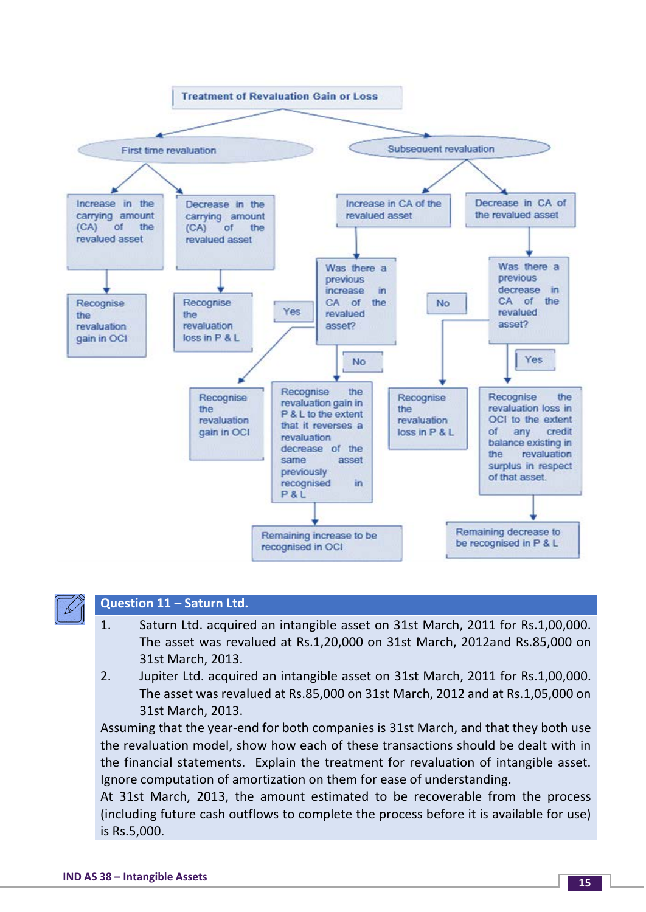**Treatment of Revaluation Gain or Loss**

- **First time revaluation**
  - Increase in the carrying amount (CA) of the revalued asset → Recognise the revaluation gain in OCI
  - Decrease in the carrying amount (CA) of the revalued asset → Recognise the revaluation loss in P & L
- **Subsequent revaluation**
  - Increase in CA of the revalued asset → Was there a previous increase in CA of the revalued asset?
    - Yes → Recognise the revaluation gain in OCI
    - No → Recognise the revaluation gain in P & L to the extent that it reverses a revaluation decrease of the same asset previously recognised in P & L → Remaining increase to be recognised in OCI
  - Decrease in CA of the revalued asset → Was there a previous decrease in CA of the revalued asset?
    - No → Recognise the revaluation loss in P & L
    - Yes → Recognise the revaluation loss in OCI to the extent of any credit balance existing in the revaluation surplus in respect of that asset. → Remaining decrease to be recognised in P & L

## Question 11 – Saturn Ltd.

1. Saturn Ltd. acquired an intangible asset on 31st March, 2011 for Rs.1,00,000. The asset was revalued at Rs.1,20,000 on 31st March, 2012and Rs.85,000 on 31st March, 2013.
2. Jupiter Ltd. acquired an intangible asset on 31st March, 2011 for Rs.1,00,000. The asset was revalued at Rs.85,000 on 31st March, 2012 and at Rs.1,05,000 on 31st March, 2013.

Assuming that the year-end for both companies is 31st March, and that they both use the revaluation model, show how each of these transactions should be dealt with in the financial statements. Explain the treatment for revaluation of intangible asset. Ignore computation of amortization on them for ease of understanding.

At 31st March, 2013, the amount estimated to be recoverable from the process (including future cash outflows to complete the process before it is available for use) is Rs.5,000.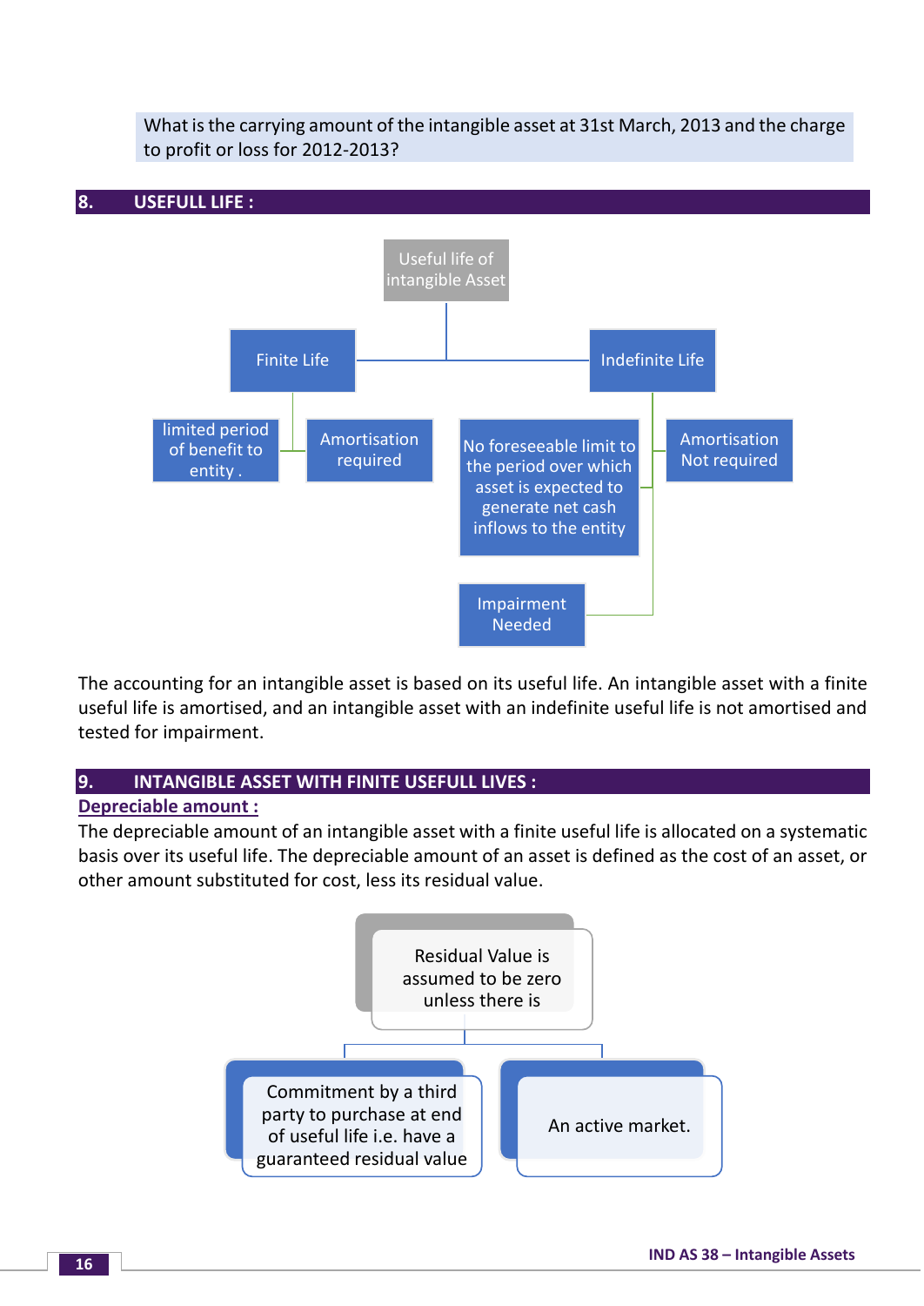What is the carrying amount of the intangible asset at 31st March, 2013 and the charge to profit or loss for 2012-2013?

## 8. USEFULL LIFE :

Useful life of intangible Asset

- Finite Life
  - limited period of benefit to entity .
  - Amortisation required
- Indefinite Life
  - No foreseeable limit to the period over which asset is expected to generate net cash inflows to the entity
  - Amortisation Not required
  - Impairment Needed

The accounting for an intangible asset is based on its useful life. An intangible asset with a finite useful life is amortised, and an intangible asset with an indefinite useful life is not amortised and tested for impairment.

## 9. INTANGIBLE ASSET WITH FINITE USEFULL LIVES :

**Depreciable amount :**

The depreciable amount of an intangible asset with a finite useful life is allocated on a systematic basis over its useful life. The depreciable amount of an asset is defined as the cost of an asset, or other amount substituted for cost, less its residual value.

Residual Value is assumed to be zero unless there is

- Commitment by a third party to purchase at end of useful life i.e. have a guaranteed residual value
- An active market.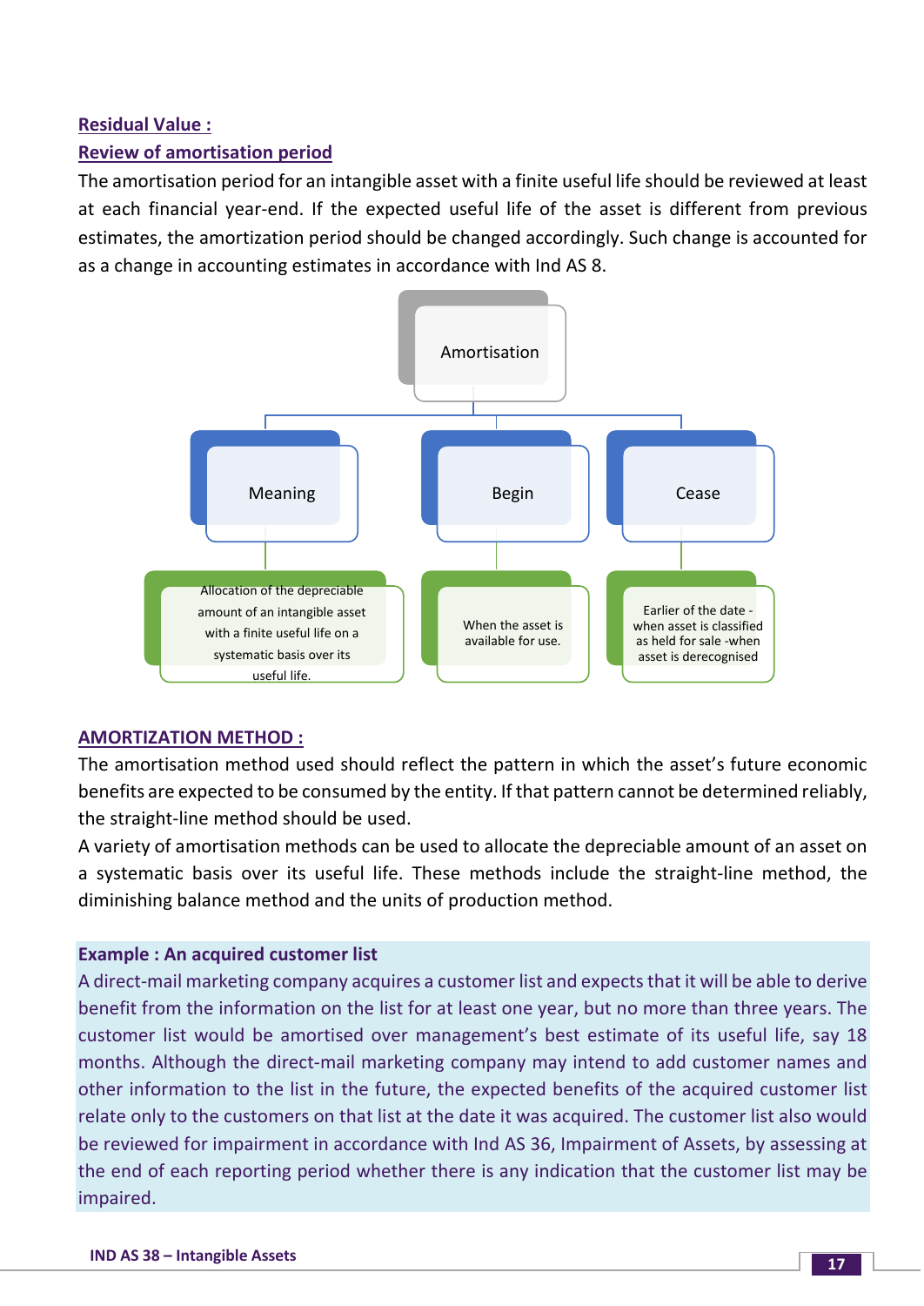**Residual Value :**

**Review of amortisation period**

The amortisation period for an intangible asset with a finite useful life should be reviewed at least at each financial year-end. If the expected useful life of the asset is different from previous estimates, the amortization period should be changed accordingly. Such change is accounted for as a change in accounting estimates in accordance with Ind AS 8.

**Amortisation**

- **Meaning**: Allocation of the depreciable amount of an intangible asset with a finite useful life on a systematic basis over its useful life.
- **Begin**: When the asset is available for use.
- **Cease**: Earlier of the date - when asset is classified as held for sale -when asset is derecognised

**AMORTIZATION METHOD :**

The amortisation method used should reflect the pattern in which the asset's future economic benefits are expected to be consumed by the entity. If that pattern cannot be determined reliably, the straight-line method should be used.

A variety of amortisation methods can be used to allocate the depreciable amount of an asset on a systematic basis over its useful life. These methods include the straight-line method, the diminishing balance method and the units of production method.

**Example : An acquired customer list**

A direct-mail marketing company acquires a customer list and expects that it will be able to derive benefit from the information on the list for at least one year, but no more than three years. The customer list would be amortised over management's best estimate of its useful life, say 18 months. Although the direct-mail marketing company may intend to add customer names and other information to the list in the future, the expected benefits of the acquired customer list relate only to the customers on that list at the date it was acquired. The customer list also would be reviewed for impairment in accordance with Ind AS 36, Impairment of Assets, by assessing at the end of each reporting period whether there is any indication that the customer list may be impaired.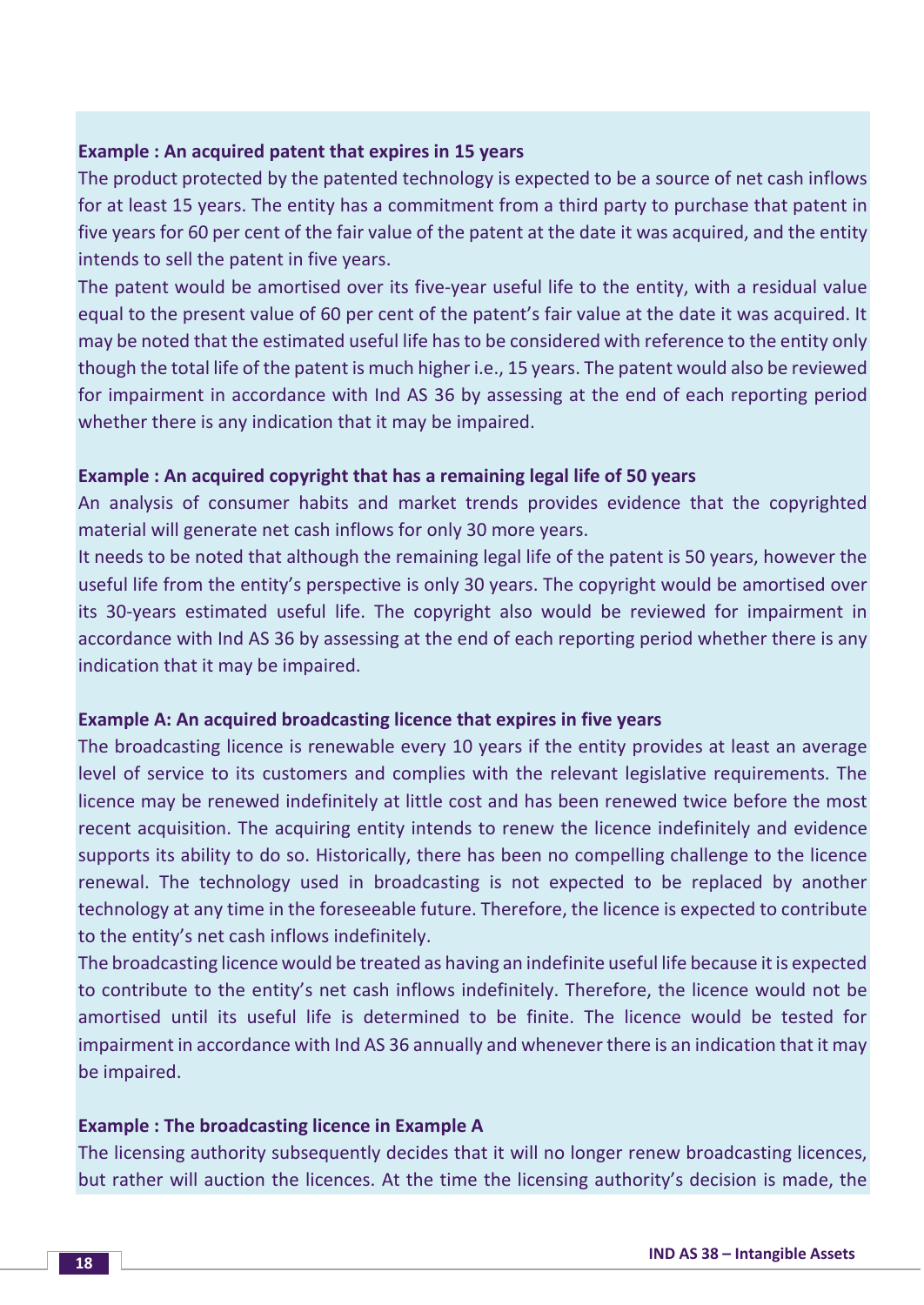**Example : An acquired patent that expires in 15 years**

The product protected by the patented technology is expected to be a source of net cash inflows for at least 15 years. The entity has a commitment from a third party to purchase that patent in five years for 60 per cent of the fair value of the patent at the date it was acquired, and the entity intends to sell the patent in five years.

The patent would be amortised over its five-year useful life to the entity, with a residual value equal to the present value of 60 per cent of the patent's fair value at the date it was acquired. It may be noted that the estimated useful life has to be considered with reference to the entity only though the total life of the patent is much higher i.e., 15 years. The patent would also be reviewed for impairment in accordance with Ind AS 36 by assessing at the end of each reporting period whether there is any indication that it may be impaired.

**Example : An acquired copyright that has a remaining legal life of 50 years**

An analysis of consumer habits and market trends provides evidence that the copyrighted material will generate net cash inflows for only 30 more years.

It needs to be noted that although the remaining legal life of the patent is 50 years, however the useful life from the entity's perspective is only 30 years. The copyright would be amortised over its 30-years estimated useful life. The copyright also would be reviewed for impairment in accordance with Ind AS 36 by assessing at the end of each reporting period whether there is any indication that it may be impaired.

**Example A: An acquired broadcasting licence that expires in five years**

The broadcasting licence is renewable every 10 years if the entity provides at least an average level of service to its customers and complies with the relevant legislative requirements. The licence may be renewed indefinitely at little cost and has been renewed twice before the most recent acquisition. The acquiring entity intends to renew the licence indefinitely and evidence supports its ability to do so. Historically, there has been no compelling challenge to the licence renewal. The technology used in broadcasting is not expected to be replaced by another technology at any time in the foreseeable future. Therefore, the licence is expected to contribute to the entity's net cash inflows indefinitely.

The broadcasting licence would be treated as having an indefinite useful life because it is expected to contribute to the entity's net cash inflows indefinitely. Therefore, the licence would not be amortised until its useful life is determined to be finite. The licence would be tested for impairment in accordance with Ind AS 36 annually and whenever there is an indication that it may be impaired.

**Example : The broadcasting licence in Example A**

The licensing authority subsequently decides that it will no longer renew broadcasting licences, but rather will auction the licences. At the time the licensing authority's decision is made, the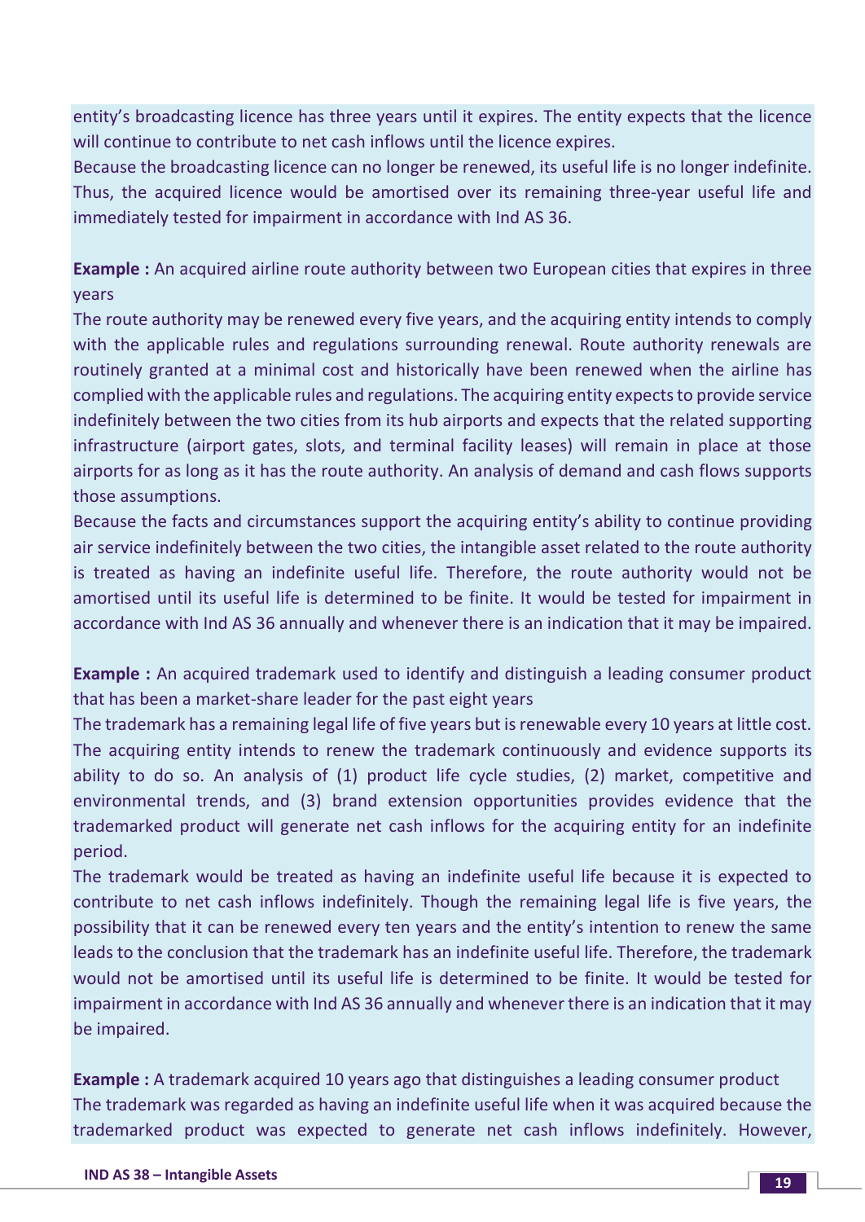entity's broadcasting licence has three years until it expires. The entity expects that the licence will continue to contribute to net cash inflows until the licence expires.

Because the broadcasting licence can no longer be renewed, its useful life is no longer indefinite. Thus, the acquired licence would be amortised over its remaining three-year useful life and immediately tested for impairment in accordance with Ind AS 36.

**Example :** An acquired airline route authority between two European cities that expires in three years

The route authority may be renewed every five years, and the acquiring entity intends to comply with the applicable rules and regulations surrounding renewal. Route authority renewals are routinely granted at a minimal cost and historically have been renewed when the airline has complied with the applicable rules and regulations. The acquiring entity expects to provide service indefinitely between the two cities from its hub airports and expects that the related supporting infrastructure (airport gates, slots, and terminal facility leases) will remain in place at those airports for as long as it has the route authority. An analysis of demand and cash flows supports those assumptions.

Because the facts and circumstances support the acquiring entity's ability to continue providing air service indefinitely between the two cities, the intangible asset related to the route authority is treated as having an indefinite useful life. Therefore, the route authority would not be amortised until its useful life is determined to be finite. It would be tested for impairment in accordance with Ind AS 36 annually and whenever there is an indication that it may be impaired.

**Example :** An acquired trademark used to identify and distinguish a leading consumer product that has been a market-share leader for the past eight years

The trademark has a remaining legal life of five years but is renewable every 10 years at little cost. The acquiring entity intends to renew the trademark continuously and evidence supports its ability to do so. An analysis of (1) product life cycle studies, (2) market, competitive and environmental trends, and (3) brand extension opportunities provides evidence that the trademarked product will generate net cash inflows for the acquiring entity for an indefinite period.

The trademark would be treated as having an indefinite useful life because it is expected to contribute to net cash inflows indefinitely. Though the remaining legal life is five years, the possibility that it can be renewed every ten years and the entity's intention to renew the same leads to the conclusion that the trademark has an indefinite useful life. Therefore, the trademark would not be amortised until its useful life is determined to be finite. It would be tested for impairment in accordance with Ind AS 36 annually and whenever there is an indication that it may be impaired.

**Example :** A trademark acquired 10 years ago that distinguishes a leading consumer product

The trademark was regarded as having an indefinite useful life when it was acquired because the trademarked product was expected to generate net cash inflows indefinitely. However,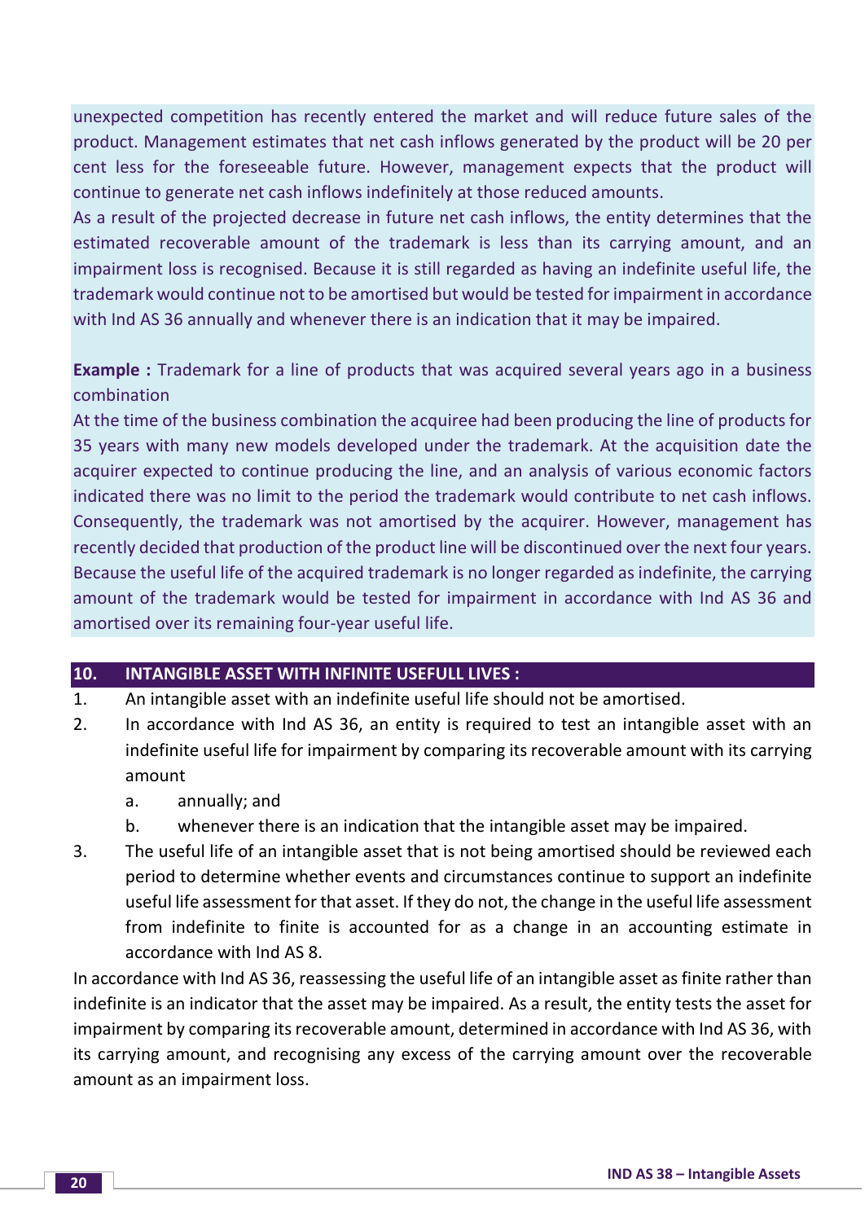unexpected competition has recently entered the market and will reduce future sales of the product. Management estimates that net cash inflows generated by the product will be 20 per cent less for the foreseeable future. However, management expects that the product will continue to generate net cash inflows indefinitely at those reduced amounts.

As a result of the projected decrease in future net cash inflows, the entity determines that the estimated recoverable amount of the trademark is less than its carrying amount, and an impairment loss is recognised. Because it is still regarded as having an indefinite useful life, the trademark would continue not to be amortised but would be tested for impairment in accordance with Ind AS 36 annually and whenever there is an indication that it may be impaired.

**Example :** Trademark for a line of products that was acquired several years ago in a business combination

At the time of the business combination the acquiree had been producing the line of products for 35 years with many new models developed under the trademark. At the acquisition date the acquirer expected to continue producing the line, and an analysis of various economic factors indicated there was no limit to the period the trademark would contribute to net cash inflows. Consequently, the trademark was not amortised by the acquirer. However, management has recently decided that production of the product line will be discontinued over the next four years. Because the useful life of the acquired trademark is no longer regarded as indefinite, the carrying amount of the trademark would be tested for impairment in accordance with Ind AS 36 and amortised over its remaining four-year useful life.

## 10. INTANGIBLE ASSET WITH INFINITE USEFULL LIVES :

1. An intangible asset with an indefinite useful life should not be amortised.
2. In accordance with Ind AS 36, an entity is required to test an intangible asset with an indefinite useful life for impairment by comparing its recoverable amount with its carrying amount
   a. annually; and
   b. whenever there is an indication that the intangible asset may be impaired.
3. The useful life of an intangible asset that is not being amortised should be reviewed each period to determine whether events and circumstances continue to support an indefinite useful life assessment for that asset. If they do not, the change in the useful life assessment from indefinite to finite is accounted for as a change in an accounting estimate in accordance with Ind AS 8.

In accordance with Ind AS 36, reassessing the useful life of an intangible asset as finite rather than indefinite is an indicator that the asset may be impaired. As a result, the entity tests the asset for impairment by comparing its recoverable amount, determined in accordance with Ind AS 36, with its carrying amount, and recognising any excess of the carrying amount over the recoverable amount as an impairment loss.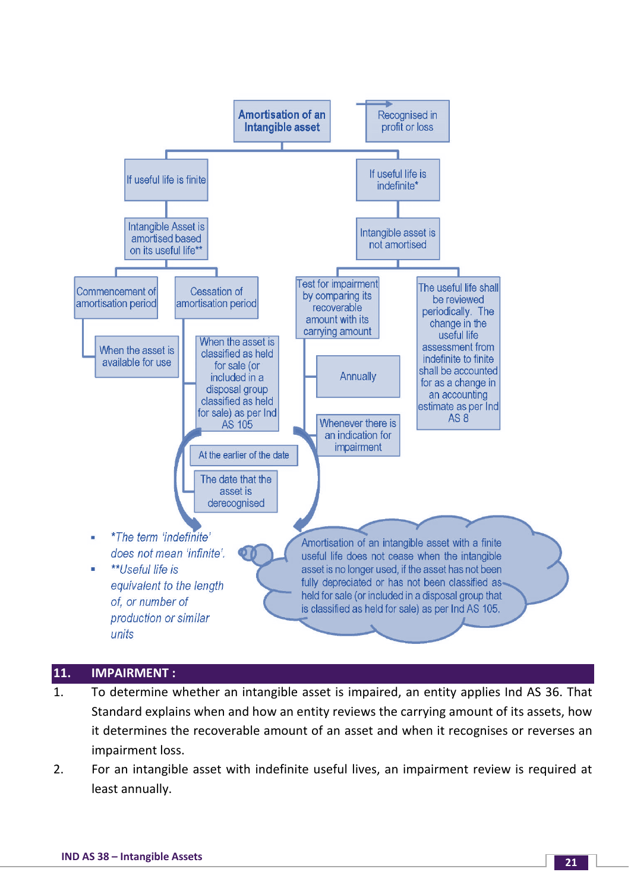Amortisation of an Intangible asset

Recognised in profit or loss

If useful life is finite

Intangible Asset is amortised based on its useful life**

Commencement of amortisation period

When the asset is available for use

Cessation of amortisation period

When the asset is classified as held for sale (or included in a disposal group classified as held for sale) as per Ind AS 105

At the earlier of the date

The date that the asset is derecognised

If useful life is indefinite*

Intangible asset is not amortised

Test for impairment by comparing its recoverable amount with its carrying amount

Annually

Whenever there is an indication for impairment

The useful life shall be reviewed periodically. The change in the useful life assessment from indefinite to finite shall be accounted for as a change in an accounting estimate as per Ind AS 8

- *\*The term 'indefinite' does not mean 'infinite'.*
- *\*\*Useful life is equivalent to the length of, or number of production or similar units*

Amortisation of an intangible asset with a finite useful life does not cease when the intangible asset is no longer used, if the asset has not been fully depreciated or has not been classified as held for sale (or included in a disposal group that is classified as held for sale) as per Ind AS 105.

## 11. IMPAIRMENT :

1. To determine whether an intangible asset is impaired, an entity applies Ind AS 36. That Standard explains when and how an entity reviews the carrying amount of its assets, how it determines the recoverable amount of an asset and when it recognises or reverses an impairment loss.
2. For an intangible asset with indefinite useful lives, an impairment review is required at least annually.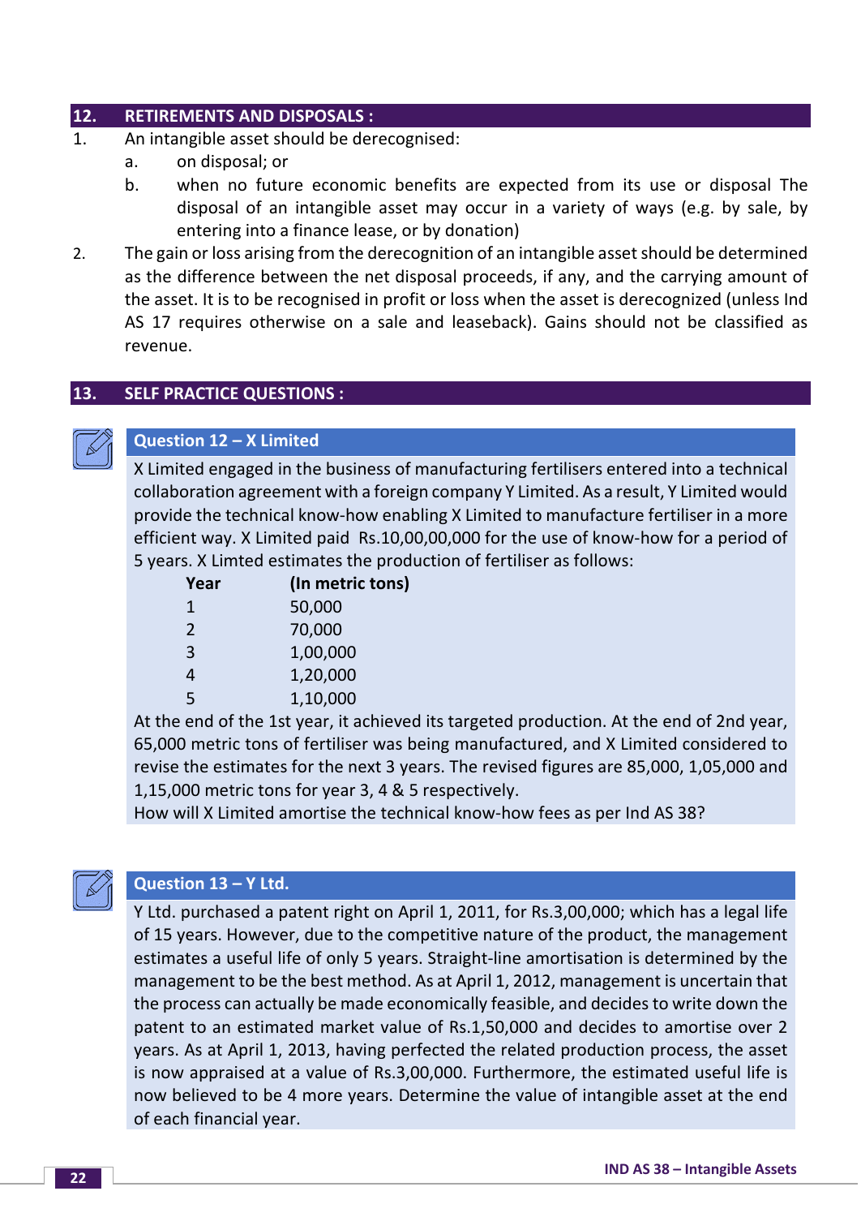## 12. RETIREMENTS AND DISPOSALS :

1. An intangible asset should be derecognised:
   a. on disposal; or
   b. when no future economic benefits are expected from its use or disposal The disposal of an intangible asset may occur in a variety of ways (e.g. by sale, by entering into a finance lease, or by donation)
2. The gain or loss arising from the derecognition of an intangible asset should be determined as the difference between the net disposal proceeds, if any, and the carrying amount of the asset. It is to be recognised in profit or loss when the asset is derecognized (unless Ind AS 17 requires otherwise on a sale and leaseback). Gains should not be classified as revenue.

## 13. SELF PRACTICE QUESTIONS :

### Question 12 – X Limited

X Limited engaged in the business of manufacturing fertilisers entered into a technical collaboration agreement with a foreign company Y Limited. As a result, Y Limited would provide the technical know-how enabling X Limited to manufacture fertiliser in a more efficient way. X Limited paid Rs.10,00,00,000 for the use of know-how for a period of 5 years. X Limted estimates the production of fertiliser as follows:

| Year | (In metric tons) |
|---|---|
| 1 | 50,000 |
| 2 | 70,000 |
| 3 | 1,00,000 |
| 4 | 1,20,000 |
| 5 | 1,10,000 |

At the end of the 1st year, it achieved its targeted production. At the end of 2nd year, 65,000 metric tons of fertiliser was being manufactured, and X Limited considered to revise the estimates for the next 3 years. The revised figures are 85,000, 1,05,000 and 1,15,000 metric tons for year 3, 4 & 5 respectively.

How will X Limited amortise the technical know-how fees as per Ind AS 38?

### Question 13 – Y Ltd.

Y Ltd. purchased a patent right on April 1, 2011, for Rs.3,00,000; which has a legal life of 15 years. However, due to the competitive nature of the product, the management estimates a useful life of only 5 years. Straight-line amortisation is determined by the management to be the best method. As at April 1, 2012, management is uncertain that the process can actually be made economically feasible, and decides to write down the patent to an estimated market value of Rs.1,50,000 and decides to amortise over 2 years. As at April 1, 2013, having perfected the related production process, the asset is now appraised at a value of Rs.3,00,000. Furthermore, the estimated useful life is now believed to be 4 more years. Determine the value of intangible asset at the end of each financial year.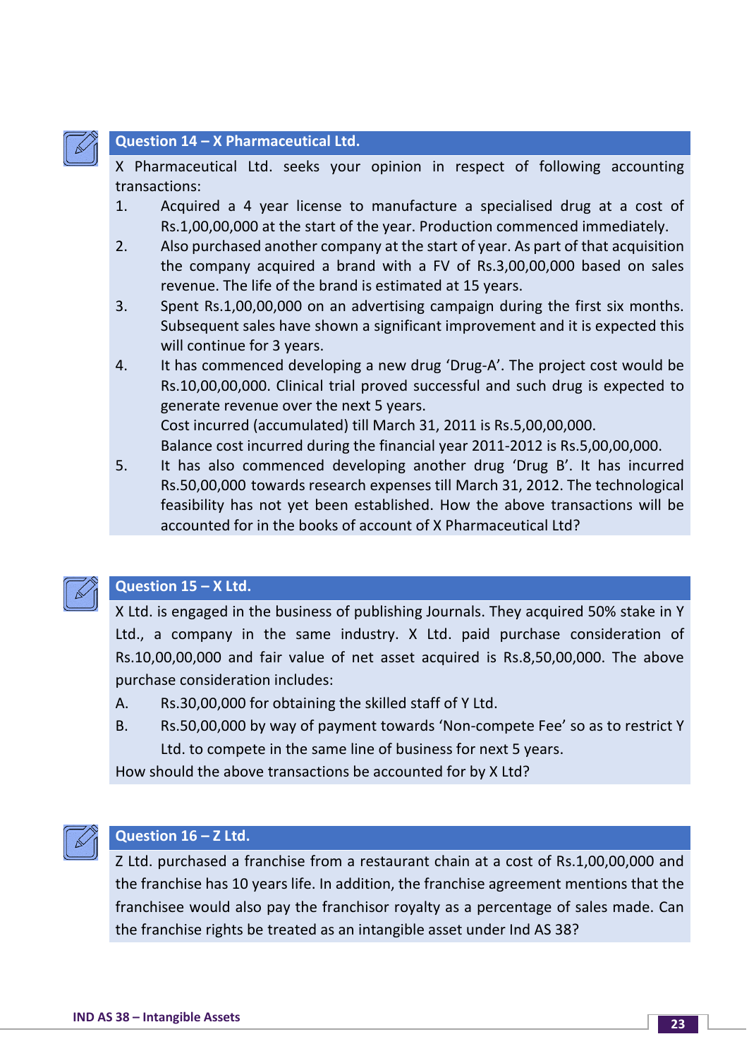## Question 14 – X Pharmaceutical Ltd.

X Pharmaceutical Ltd. seeks your opinion in respect of following accounting transactions:

1. Acquired a 4 year license to manufacture a specialised drug at a cost of Rs.1,00,00,000 at the start of the year. Production commenced immediately.
2. Also purchased another company at the start of year. As part of that acquisition the company acquired a brand with a FV of Rs.3,00,00,000 based on sales revenue. The life of the brand is estimated at 15 years.
3. Spent Rs.1,00,00,000 on an advertising campaign during the first six months. Subsequent sales have shown a significant improvement and it is expected this will continue for 3 years.
4. It has commenced developing a new drug 'Drug-A'. The project cost would be Rs.10,00,00,000. Clinical trial proved successful and such drug is expected to generate revenue over the next 5 years.
   Cost incurred (accumulated) till March 31, 2011 is Rs.5,00,00,000.
   Balance cost incurred during the financial year 2011-2012 is Rs.5,00,00,000.
5. It has also commenced developing another drug 'Drug B'. It has incurred Rs.50,00,000 towards research expenses till March 31, 2012. The technological feasibility has not yet been established. How the above transactions will be accounted for in the books of account of X Pharmaceutical Ltd?

## Question 15 – X Ltd.

X Ltd. is engaged in the business of publishing Journals. They acquired 50% stake in Y Ltd., a company in the same industry. X Ltd. paid purchase consideration of Rs.10,00,00,000 and fair value of net asset acquired is Rs.8,50,00,000. The above purchase consideration includes:

A. Rs.30,00,000 for obtaining the skilled staff of Y Ltd.

B. Rs.50,00,000 by way of payment towards 'Non-compete Fee' so as to restrict Y Ltd. to compete in the same line of business for next 5 years.

How should the above transactions be accounted for by X Ltd?

## Question 16 – Z Ltd.

Z Ltd. purchased a franchise from a restaurant chain at a cost of Rs.1,00,00,000 and the franchise has 10 years life. In addition, the franchise agreement mentions that the franchisee would also pay the franchisor royalty as a percentage of sales made. Can the franchise rights be treated as an intangible asset under Ind AS 38?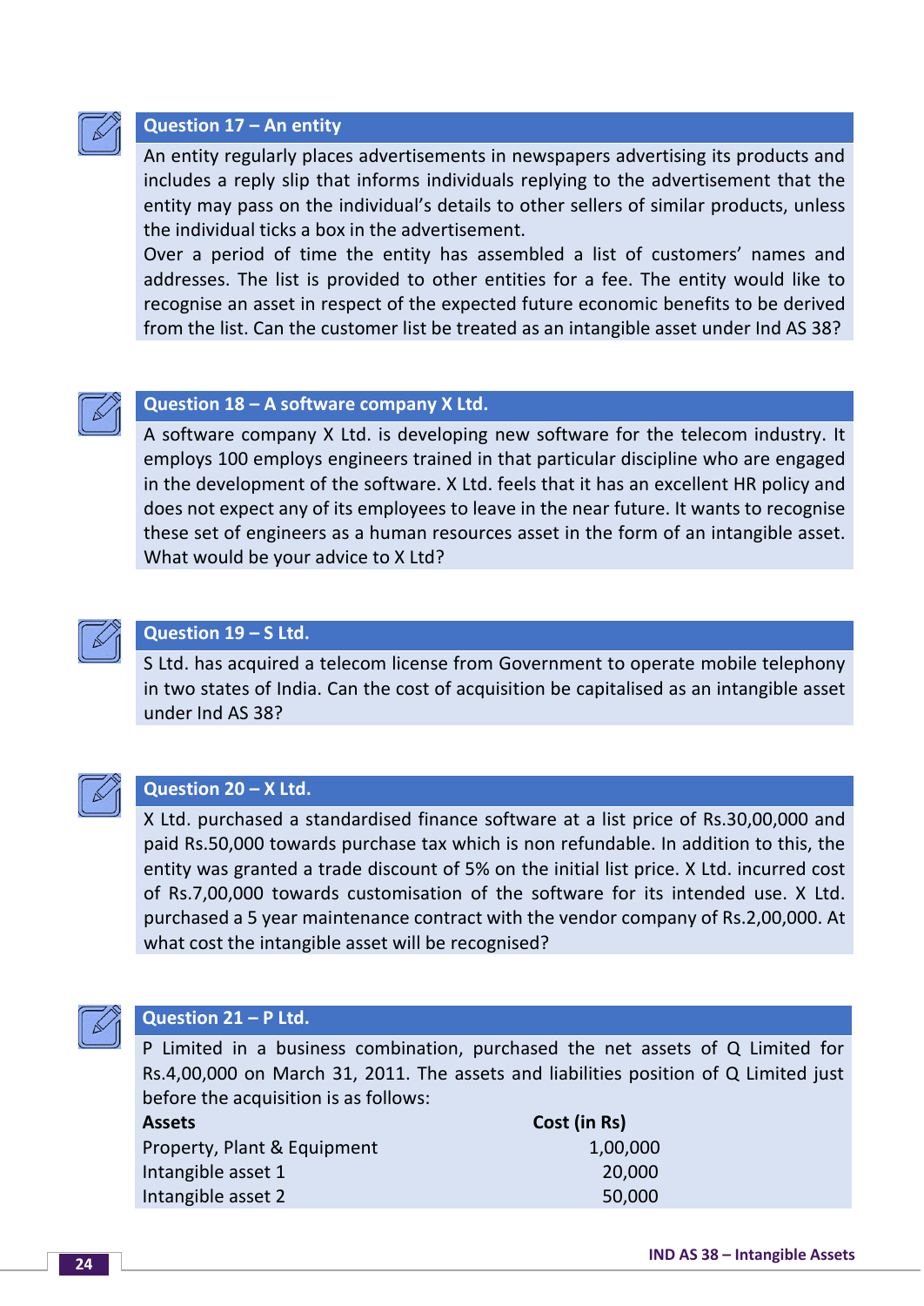### Question 17 – An entity

An entity regularly places advertisements in newspapers advertising its products and includes a reply slip that informs individuals replying to the advertisement that the entity may pass on the individual's details to other sellers of similar products, unless the individual ticks a box in the advertisement.

Over a period of time the entity has assembled a list of customers' names and addresses. The list is provided to other entities for a fee. The entity would like to recognise an asset in respect of the expected future economic benefits to be derived from the list. Can the customer list be treated as an intangible asset under Ind AS 38?

### Question 18 – A software company X Ltd.

A software company X Ltd. is developing new software for the telecom industry. It employs 100 employs engineers trained in that particular discipline who are engaged in the development of the software. X Ltd. feels that it has an excellent HR policy and does not expect any of its employees to leave in the near future. It wants to recognise these set of engineers as a human resources asset in the form of an intangible asset. What would be your advice to X Ltd?

### Question 19 – S Ltd.

S Ltd. has acquired a telecom license from Government to operate mobile telephony in two states of India. Can the cost of acquisition be capitalised as an intangible asset under Ind AS 38?

### Question 20 – X Ltd.

X Ltd. purchased a standardised finance software at a list price of Rs.30,00,000 and paid Rs.50,000 towards purchase tax which is non refundable. In addition to this, the entity was granted a trade discount of 5% on the initial list price. X Ltd. incurred cost of Rs.7,00,000 towards customisation of the software for its intended use. X Ltd. purchased a 5 year maintenance contract with the vendor company of Rs.2,00,000. At what cost the intangible asset will be recognised?

### Question 21 – P Ltd.

P Limited in a business combination, purchased the net assets of Q Limited for Rs.4,00,000 on March 31, 2011. The assets and liabilities position of Q Limited just before the acquisition is as follows:

| **Assets** | **Cost (in Rs)** |
|---|---|
| Property, Plant & Equipment | 1,00,000 |
| Intangible asset 1 | 20,000 |
| Intangible asset 2 | 50,000 |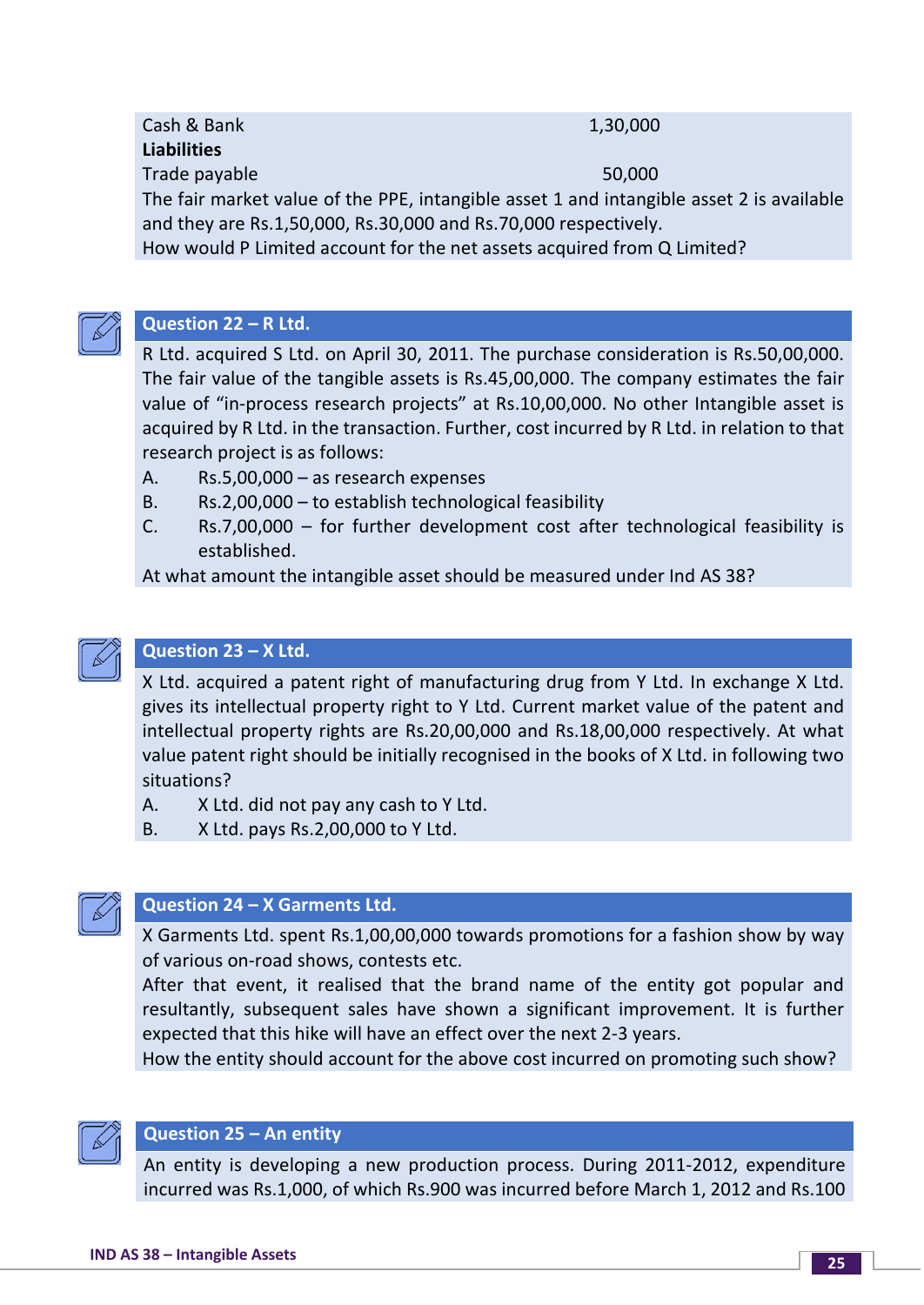| | |
|---|---|
| Cash & Bank | 1,30,000 |
| **Liabilities** | |
| Trade payable | 50,000 |

The fair market value of the PPE, intangible asset 1 and intangible asset 2 is available and they are Rs.1,50,000, Rs.30,000 and Rs.70,000 respectively.

How would P Limited account for the net assets acquired from Q Limited?

## Question 22 – R Ltd.

R Ltd. acquired S Ltd. on April 30, 2011. The purchase consideration is Rs.50,00,000. The fair value of the tangible assets is Rs.45,00,000. The company estimates the fair value of "in-process research projects" at Rs.10,00,000. No other Intangible asset is acquired by R Ltd. in the transaction. Further, cost incurred by R Ltd. in relation to that research project is as follows:

A. Rs.5,00,000 – as research expenses

B. Rs.2,00,000 – to establish technological feasibility

C. Rs.7,00,000 – for further development cost after technological feasibility is established.

At what amount the intangible asset should be measured under Ind AS 38?

## Question 23 – X Ltd.

X Ltd. acquired a patent right of manufacturing drug from Y Ltd. In exchange X Ltd. gives its intellectual property right to Y Ltd. Current market value of the patent and intellectual property rights are Rs.20,00,000 and Rs.18,00,000 respectively. At what value patent right should be initially recognised in the books of X Ltd. in following two situations?

A. X Ltd. did not pay any cash to Y Ltd.

B. X Ltd. pays Rs.2,00,000 to Y Ltd.

## Question 24 – X Garments Ltd.

X Garments Ltd. spent Rs.1,00,00,000 towards promotions for a fashion show by way of various on-road shows, contests etc.

After that event, it realised that the brand name of the entity got popular and resultantly, subsequent sales have shown a significant improvement. It is further expected that this hike will have an effect over the next 2-3 years.

How the entity should account for the above cost incurred on promoting such show?

## Question 25 – An entity

An entity is developing a new production process. During 2011-2012, expenditure incurred was Rs.1,000, of which Rs.900 was incurred before March 1, 2012 and Rs.100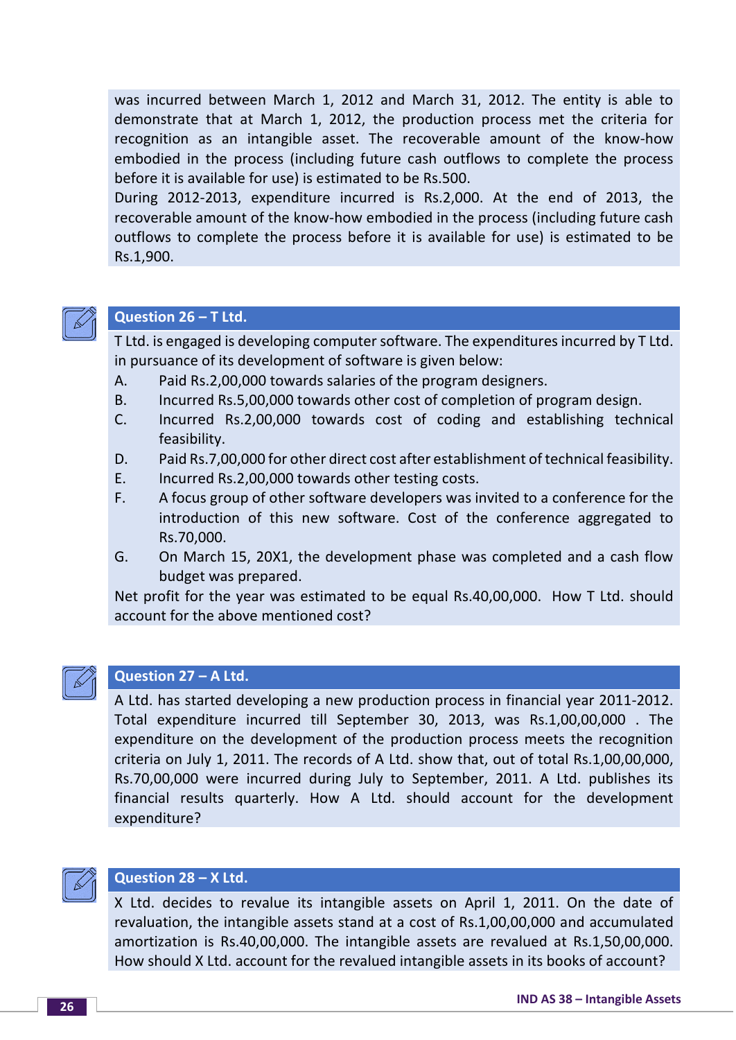was incurred between March 1, 2012 and March 31, 2012. The entity is able to demonstrate that at March 1, 2012, the production process met the criteria for recognition as an intangible asset. The recoverable amount of the know-how embodied in the process (including future cash outflows to complete the process before it is available for use) is estimated to be Rs.500.

During 2012-2013, expenditure incurred is Rs.2,000. At the end of 2013, the recoverable amount of the know-how embodied in the process (including future cash outflows to complete the process before it is available for use) is estimated to be Rs.1,900.

### Question 26 – T Ltd.

T Ltd. is engaged is developing computer software. The expenditures incurred by T Ltd. in pursuance of its development of software is given below:

A. Paid Rs.2,00,000 towards salaries of the program designers.

B. Incurred Rs.5,00,000 towards other cost of completion of program design.

C. Incurred Rs.2,00,000 towards cost of coding and establishing technical feasibility.

D. Paid Rs.7,00,000 for other direct cost after establishment of technical feasibility.

E. Incurred Rs.2,00,000 towards other testing costs.

F. A focus group of other software developers was invited to a conference for the introduction of this new software. Cost of the conference aggregated to Rs.70,000.

G. On March 15, 20X1, the development phase was completed and a cash flow budget was prepared.

Net profit for the year was estimated to be equal Rs.40,00,000. How T Ltd. should account for the above mentioned cost?

### Question 27 – A Ltd.

A Ltd. has started developing a new production process in financial year 2011-2012. Total expenditure incurred till September 30, 2013, was Rs.1,00,00,000 . The expenditure on the development of the production process meets the recognition criteria on July 1, 2011. The records of A Ltd. show that, out of total Rs.1,00,00,000, Rs.70,00,000 were incurred during July to September, 2011. A Ltd. publishes its financial results quarterly. How A Ltd. should account for the development expenditure?

### Question 28 – X Ltd.

X Ltd. decides to revalue its intangible assets on April 1, 2011. On the date of revaluation, the intangible assets stand at a cost of Rs.1,00,00,000 and accumulated amortization is Rs.40,00,000. The intangible assets are revalued at Rs.1,50,00,000. How should X Ltd. account for the revalued intangible assets in its books of account?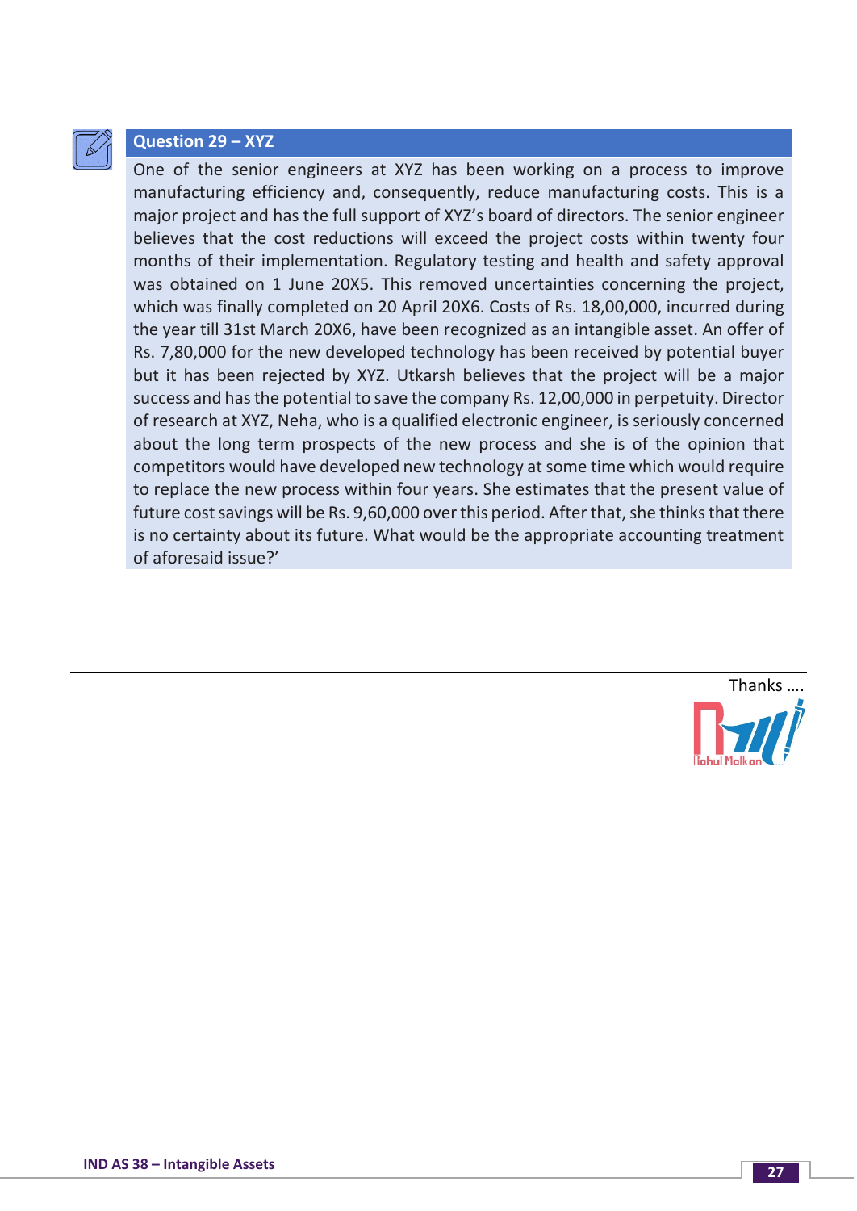### Question 29 – XYZ

One of the senior engineers at XYZ has been working on a process to improve manufacturing efficiency and, consequently, reduce manufacturing costs. This is a major project and has the full support of XYZ's board of directors. The senior engineer believes that the cost reductions will exceed the project costs within twenty four months of their implementation. Regulatory testing and health and safety approval was obtained on 1 June 20X5. This removed uncertainties concerning the project, which was finally completed on 20 April 20X6. Costs of Rs. 18,00,000, incurred during the year till 31st March 20X6, have been recognized as an intangible asset. An offer of Rs. 7,80,000 for the new developed technology has been received by potential buyer but it has been rejected by XYZ. Utkarsh believes that the project will be a major success and has the potential to save the company Rs. 12,00,000 in perpetuity. Director of research at XYZ, Neha, who is a qualified electronic engineer, is seriously concerned about the long term prospects of the new process and she is of the opinion that competitors would have developed new technology at some time which would require to replace the new process within four years. She estimates that the present value of future cost savings will be Rs. 9,60,000 over this period. After that, she thinks that there is no certainty about its future. What would be the appropriate accounting treatment of aforesaid issue?'

Thanks ....

Rahul Malkan